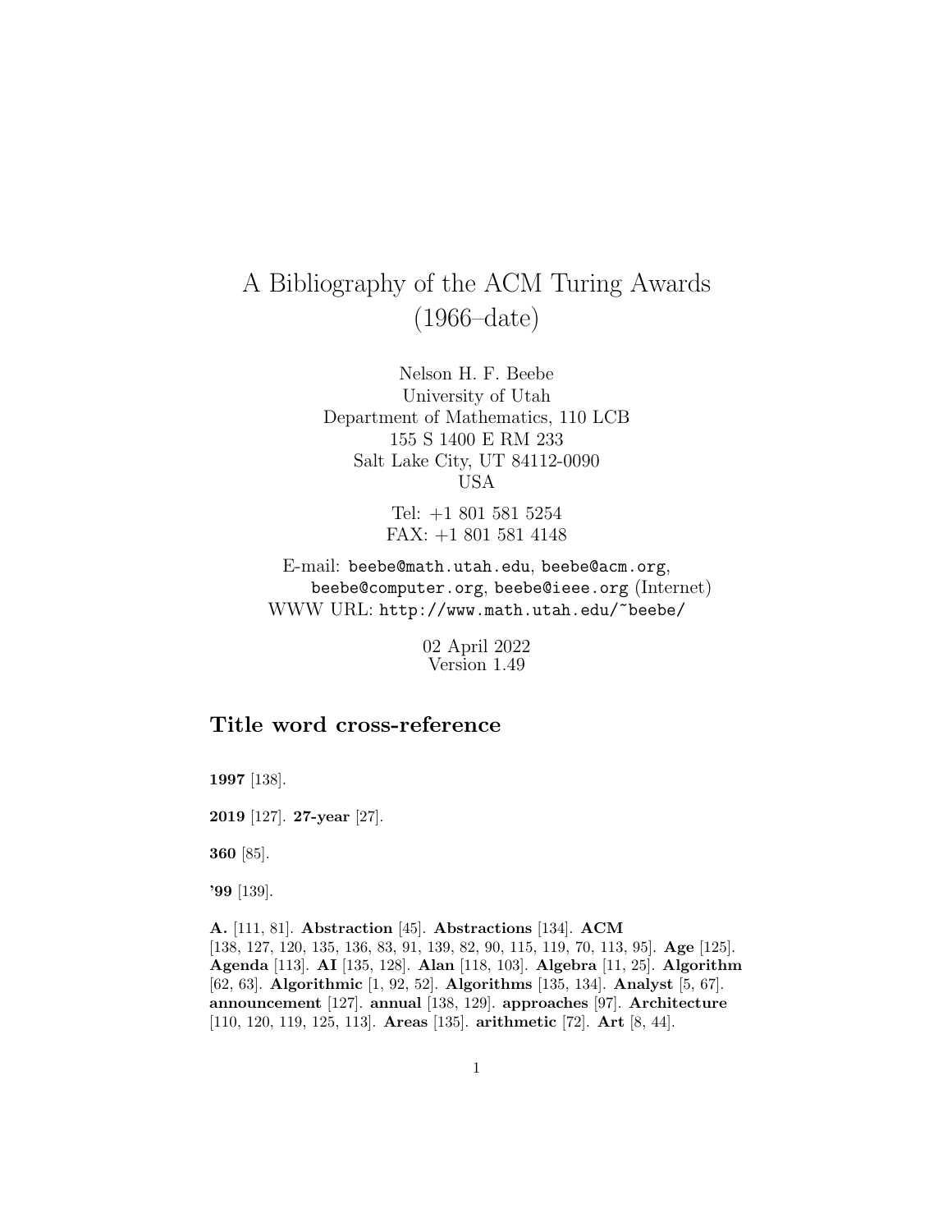# A Bibliography of the ACM Turing Awards (1966–date)

Nelson H. F. Beebe
University of Utah
Department of Mathematics, 110 LCB
155 S 1400 E RM 233
Salt Lake City, UT 84112-0090
USA

Tel: +1 801 581 5254
FAX: +1 801 581 4148

E-mail: beebe@math.utah.edu, beebe@acm.org,
beebe@computer.org, beebe@ieee.org (Internet)
WWW URL: http://www.math.utah.edu/~beebe/

02 April 2022
Version 1.49

## Title word cross-reference

**1997** [138].

**2019** [127]. **27-year** [27].

**360** [85].

**'99** [139].

**A.** [111, 81]. **Abstraction** [45]. **Abstractions** [134]. **ACM** [138, 127, 120, 135, 136, 83, 91, 139, 82, 90, 115, 119, 70, 113, 95]. **Age** [125]. **Agenda** [113]. **AI** [135, 128]. **Alan** [118, 103]. **Algebra** [11, 25]. **Algorithm** [62, 63]. **Algorithmic** [1, 92, 52]. **Algorithms** [135, 134]. **Analyst** [5, 67]. **announcement** [127]. **annual** [138, 129]. **approaches** [97]. **Architecture** [110, 120, 119, 125, 113]. **Areas** [135]. **arithmetic** [72]. **Art** [8, 44].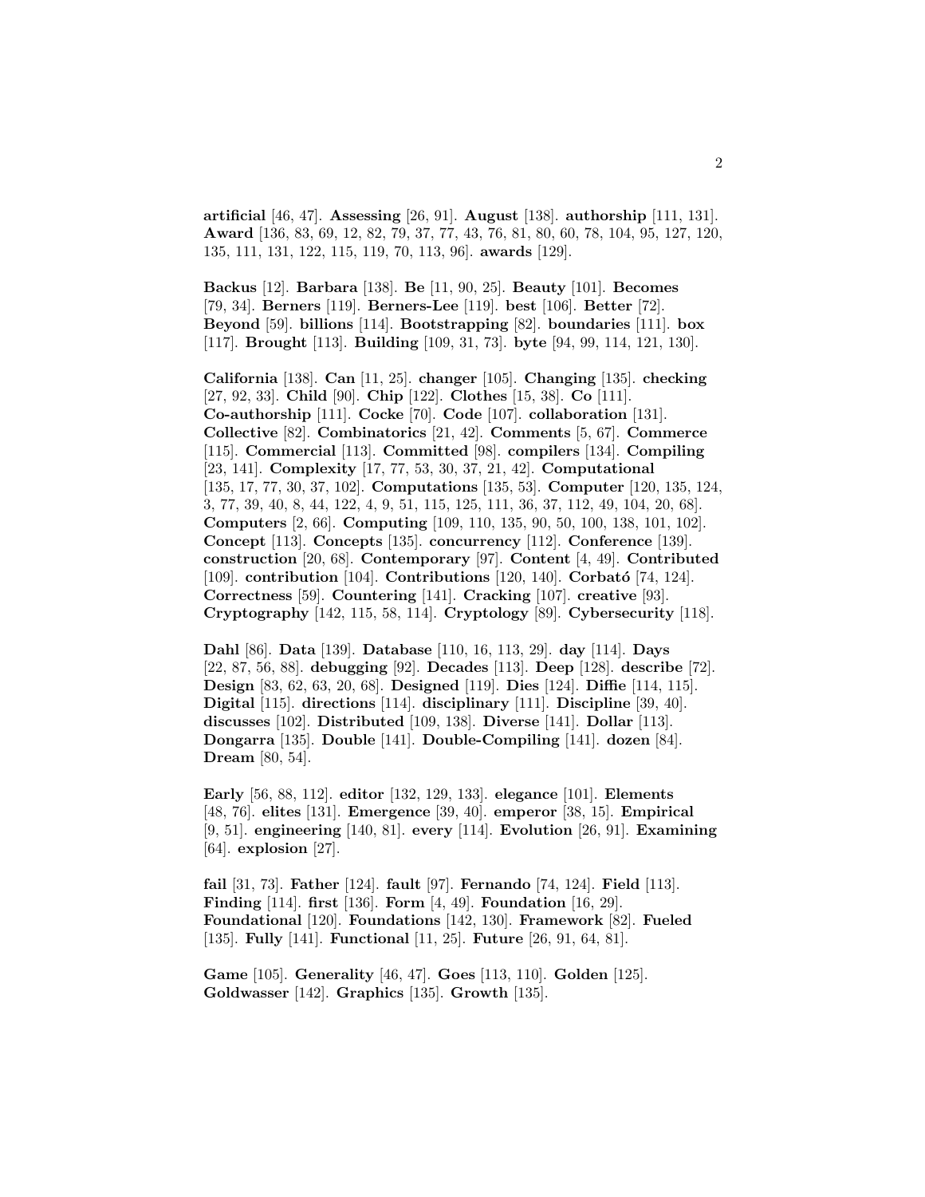**artificial** [46, 47]. **Assessing** [26, 91]. **August** [138]. **authorship** [111, 131]. **Award** [136, 83, 69, 12, 82, 79, 37, 77, 43, 76, 81, 80, 60, 78, 104, 95, 127, 120, 135, 111, 131, 122, 115, 119, 70, 113, 96]. **awards** [129].

**Backus** [12]. **Barbara** [138]. **Be** [11, 90, 25]. **Beauty** [101]. **Becomes** [79, 34]. **Berners** [119]. **Berners-Lee** [119]. **best** [106]. **Better** [72]. **Beyond** [59]. **billions** [114]. **Bootstrapping** [82]. **boundaries** [111]. **box** [117]. **Brought** [113]. **Building** [109, 31, 73]. **byte** [94, 99, 114, 121, 130].

**California** [138]. **Can** [11, 25]. **changer** [105]. **Changing** [135]. **checking** [27, 92, 33]. **Child** [90]. **Chip** [122]. **Clothes** [15, 38]. **Co** [111]. **Co-authorship** [111]. **Cocke** [70]. **Code** [107]. **collaboration** [131]. **Collective** [82]. **Combinatorics** [21, 42]. **Comments** [5, 67]. **Commerce** [115]. **Commercial** [113]. **Committed** [98]. **compilers** [134]. **Compiling** [23, 141]. **Complexity** [17, 77, 53, 30, 37, 21, 42]. **Computational** [135, 17, 77, 30, 37, 102]. **Computations** [135, 53]. **Computer** [120, 135, 124, 3, 77, 39, 40, 8, 44, 122, 4, 9, 51, 115, 125, 111, 36, 37, 112, 49, 104, 20, 68]. **Computers** [2, 66]. **Computing** [109, 110, 135, 90, 50, 100, 138, 101, 102]. **Concept** [113]. **Concepts** [135]. **concurrency** [112]. **Conference** [139]. **construction** [20, 68]. **Contemporary** [97]. **Content** [4, 49]. **Contributed** [109]. **contribution** [104]. **Contributions** [120, 140]. **Corbató** [74, 124]. **Correctness** [59]. **Countering** [141]. **Cracking** [107]. **creative** [93]. **Cryptography** [142, 115, 58, 114]. **Cryptology** [89]. **Cybersecurity** [118].

**Dahl** [86]. **Data** [139]. **Database** [110, 16, 113, 29]. **day** [114]. **Days** [22, 87, 56, 88]. **debugging** [92]. **Decades** [113]. **Deep** [128]. **describe** [72]. **Design** [83, 62, 63, 20, 68]. **Designed** [119]. **Dies** [124]. **Diffie** [114, 115]. **Digital** [115]. **directions** [114]. **disciplinary** [111]. **Discipline** [39, 40]. **discusses** [102]. **Distributed** [109, 138]. **Diverse** [141]. **Dollar** [113]. **Dongarra** [135]. **Double** [141]. **Double-Compiling** [141]. **dozen** [84]. **Dream** [80, 54].

**Early** [56, 88, 112]. **editor** [132, 129, 133]. **elegance** [101]. **Elements** [48, 76]. **elites** [131]. **Emergence** [39, 40]. **emperor** [38, 15]. **Empirical** [9, 51]. **engineering** [140, 81]. **every** [114]. **Evolution** [26, 91]. **Examining** [64]. **explosion** [27].

**fail** [31, 73]. **Father** [124]. **fault** [97]. **Fernando** [74, 124]. **Field** [113]. **Finding** [114]. **first** [136]. **Form** [4, 49]. **Foundation** [16, 29]. **Foundational** [120]. **Foundations** [142, 130]. **Framework** [82]. **Fueled** [135]. **Fully** [141]. **Functional** [11, 25]. **Future** [26, 91, 64, 81].

**Game** [105]. **Generality** [46, 47]. **Goes** [113, 110]. **Golden** [125]. **Goldwasser** [142]. **Graphics** [135]. **Growth** [135].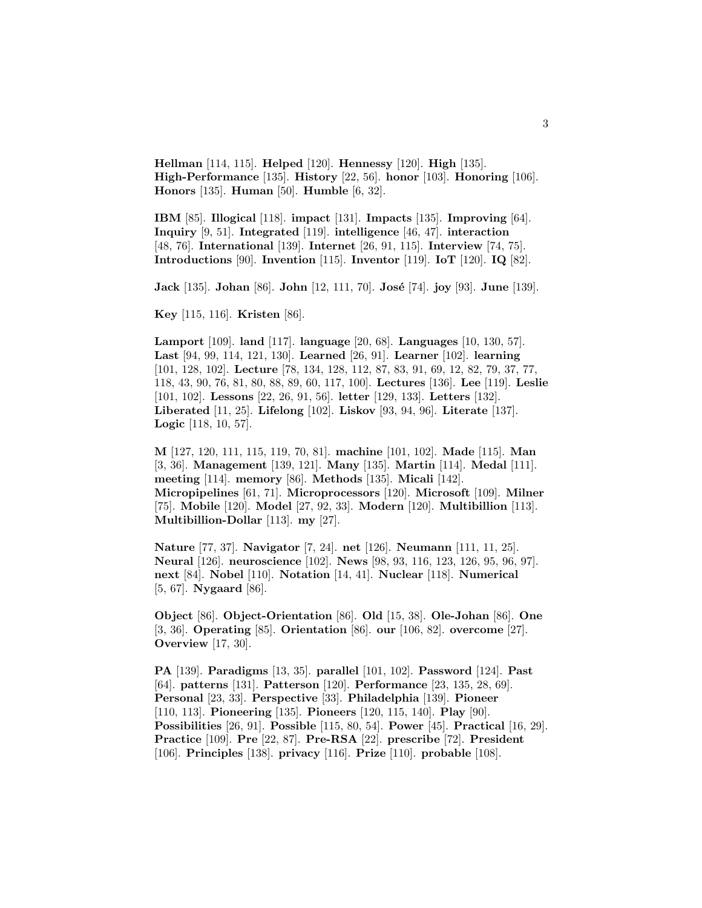**Hellman** [114, 115]. **Helped** [120]. **Hennessy** [120]. **High** [135]. **High-Performance** [135]. **History** [22, 56]. **honor** [103]. **Honoring** [106]. **Honors** [135]. **Human** [50]. **Humble** [6, 32].

**IBM** [85]. **Illogical** [118]. **impact** [131]. **Impacts** [135]. **Improving** [64]. **Inquiry** [9, 51]. **Integrated** [119]. **intelligence** [46, 47]. **interaction** [48, 76]. **International** [139]. **Internet** [26, 91, 115]. **Interview** [74, 75]. **Introductions** [90]. **Invention** [115]. **Inventor** [119]. **IoT** [120]. **IQ** [82].

**Jack** [135]. **Johan** [86]. **John** [12, 111, 70]. **José** [74]. **joy** [93]. **June** [139].

**Key** [115, 116]. **Kristen** [86].

**Lamport** [109]. **land** [117]. **language** [20, 68]. **Languages** [10, 130, 57]. **Last** [94, 99, 114, 121, 130]. **Learned** [26, 91]. **Learner** [102]. **learning** [101, 128, 102]. **Lecture** [78, 134, 128, 112, 87, 83, 91, 69, 12, 82, 79, 37, 77, 118, 43, 90, 76, 81, 80, 88, 89, 60, 117, 100]. **Lectures** [136]. **Lee** [119]. **Leslie** [101, 102]. **Lessons** [22, 26, 91, 56]. **letter** [129, 133]. **Letters** [132]. **Liberated** [11, 25]. **Lifelong** [102]. **Liskov** [93, 94, 96]. **Literate** [137]. **Logic** [118, 10, 57].

**M** [127, 120, 111, 115, 119, 70, 81]. **machine** [101, 102]. **Made** [115]. **Man** [3, 36]. **Management** [139, 121]. **Many** [135]. **Martin** [114]. **Medal** [111]. **meeting** [114]. **memory** [86]. **Methods** [135]. **Micali** [142]. **Micropipelines** [61, 71]. **Microprocessors** [120]. **Microsoft** [109]. **Milner** [75]. **Mobile** [120]. **Model** [27, 92, 33]. **Modern** [120]. **Multibillion** [113]. **Multibillion-Dollar** [113]. **my** [27].

**Nature** [77, 37]. **Navigator** [7, 24]. **net** [126]. **Neumann** [111, 11, 25]. **Neural** [126]. **neuroscience** [102]. **News** [98, 93, 116, 123, 126, 95, 96, 97]. **next** [84]. **Nobel** [110]. **Notation** [14, 41]. **Nuclear** [118]. **Numerical** [5, 67]. **Nygaard** [86].

**Object** [86]. **Object-Orientation** [86]. **Old** [15, 38]. **Ole-Johan** [86]. **One** [3, 36]. **Operating** [85]. **Orientation** [86]. **our** [106, 82]. **overcome** [27]. **Overview** [17, 30].

**PA** [139]. **Paradigms** [13, 35]. **parallel** [101, 102]. **Password** [124]. **Past** [64]. **patterns** [131]. **Patterson** [120]. **Performance** [23, 135, 28, 69]. **Personal** [23, 33]. **Perspective** [33]. **Philadelphia** [139]. **Pioneer** [110, 113]. **Pioneering** [135]. **Pioneers** [120, 115, 140]. **Play** [90]. **Possibilities** [26, 91]. **Possible** [115, 80, 54]. **Power** [45]. **Practical** [16, 29]. **Practice** [109]. **Pre** [22, 87]. **Pre-RSA** [22]. **prescribe** [72]. **President** [106]. **Principles** [138]. **privacy** [116]. **Prize** [110]. **probable** [108].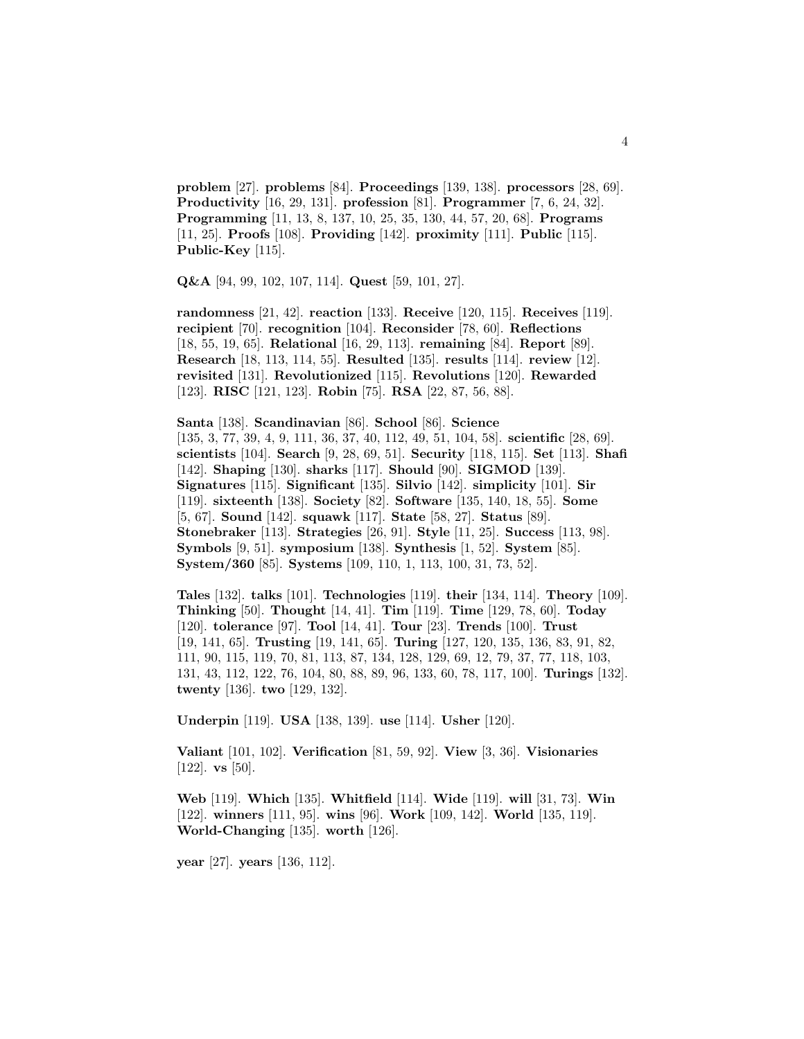**problem** [27]. **problems** [84]. **Proceedings** [139, 138]. **processors** [28, 69]. **Productivity** [16, 29, 131]. **profession** [81]. **Programmer** [7, 6, 24, 32]. **Programming** [11, 13, 8, 137, 10, 25, 35, 130, 44, 57, 20, 68]. **Programs** [11, 25]. **Proofs** [108]. **Providing** [142]. **proximity** [111]. **Public** [115]. **Public-Key** [115].

**Q&A** [94, 99, 102, 107, 114]. **Quest** [59, 101, 27].

**randomness** [21, 42]. **reaction** [133]. **Receive** [120, 115]. **Receives** [119]. **recipient** [70]. **recognition** [104]. **Reconsider** [78, 60]. **Reflections** [18, 55, 19, 65]. **Relational** [16, 29, 113]. **remaining** [84]. **Report** [89]. **Research** [18, 113, 114, 55]. **Resulted** [135]. **results** [114]. **review** [12]. **revisited** [131]. **Revolutionized** [115]. **Revolutions** [120]. **Rewarded** [123]. **RISC** [121, 123]. **Robin** [75]. **RSA** [22, 87, 56, 88].

**Santa** [138]. **Scandinavian** [86]. **School** [86]. **Science** [135, 3, 77, 39, 4, 9, 111, 36, 37, 40, 112, 49, 51, 104, 58]. **scientific** [28, 69]. **scientists** [104]. **Search** [9, 28, 69, 51]. **Security** [118, 115]. **Set** [113]. **Shafi** [142]. **Shaping** [130]. **sharks** [117]. **Should** [90]. **SIGMOD** [139]. **Signatures** [115]. **Significant** [135]. **Silvio** [142]. **simplicity** [101]. **Sir** [119]. **sixteenth** [138]. **Society** [82]. **Software** [135, 140, 18, 55]. **Some** [5, 67]. **Sound** [142]. **squawk** [117]. **State** [58, 27]. **Status** [89]. **Stonebraker** [113]. **Strategies** [26, 91]. **Style** [11, 25]. **Success** [113, 98]. **Symbols** [9, 51]. **symposium** [138]. **Synthesis** [1, 52]. **System** [85]. **System/360** [85]. **Systems** [109, 110, 1, 113, 100, 31, 73, 52].

**Tales** [132]. **talks** [101]. **Technologies** [119]. **their** [134, 114]. **Theory** [109]. **Thinking** [50]. **Thought** [14, 41]. **Tim** [119]. **Time** [129, 78, 60]. **Today** [120]. **tolerance** [97]. **Tool** [14, 41]. **Tour** [23]. **Trends** [100]. **Trust** [19, 141, 65]. **Trusting** [19, 141, 65]. **Turing** [127, 120, 135, 136, 83, 91, 82, 111, 90, 115, 119, 70, 81, 113, 87, 134, 128, 129, 69, 12, 79, 37, 77, 118, 103, 131, 43, 112, 122, 76, 104, 80, 88, 89, 96, 133, 60, 78, 117, 100]. **Turings** [132]. **twenty** [136]. **two** [129, 132].

**Underpin** [119]. **USA** [138, 139]. **use** [114]. **Usher** [120].

**Valiant** [101, 102]. **Verification** [81, 59, 92]. **View** [3, 36]. **Visionaries** [122]. **vs** [50].

**Web** [119]. **Which** [135]. **Whitfield** [114]. **Wide** [119]. **will** [31, 73]. **Win** [122]. **winners** [111, 95]. **wins** [96]. **Work** [109, 142]. **World** [135, 119]. **World-Changing** [135]. **worth** [126].

**year** [27]. **years** [136, 112].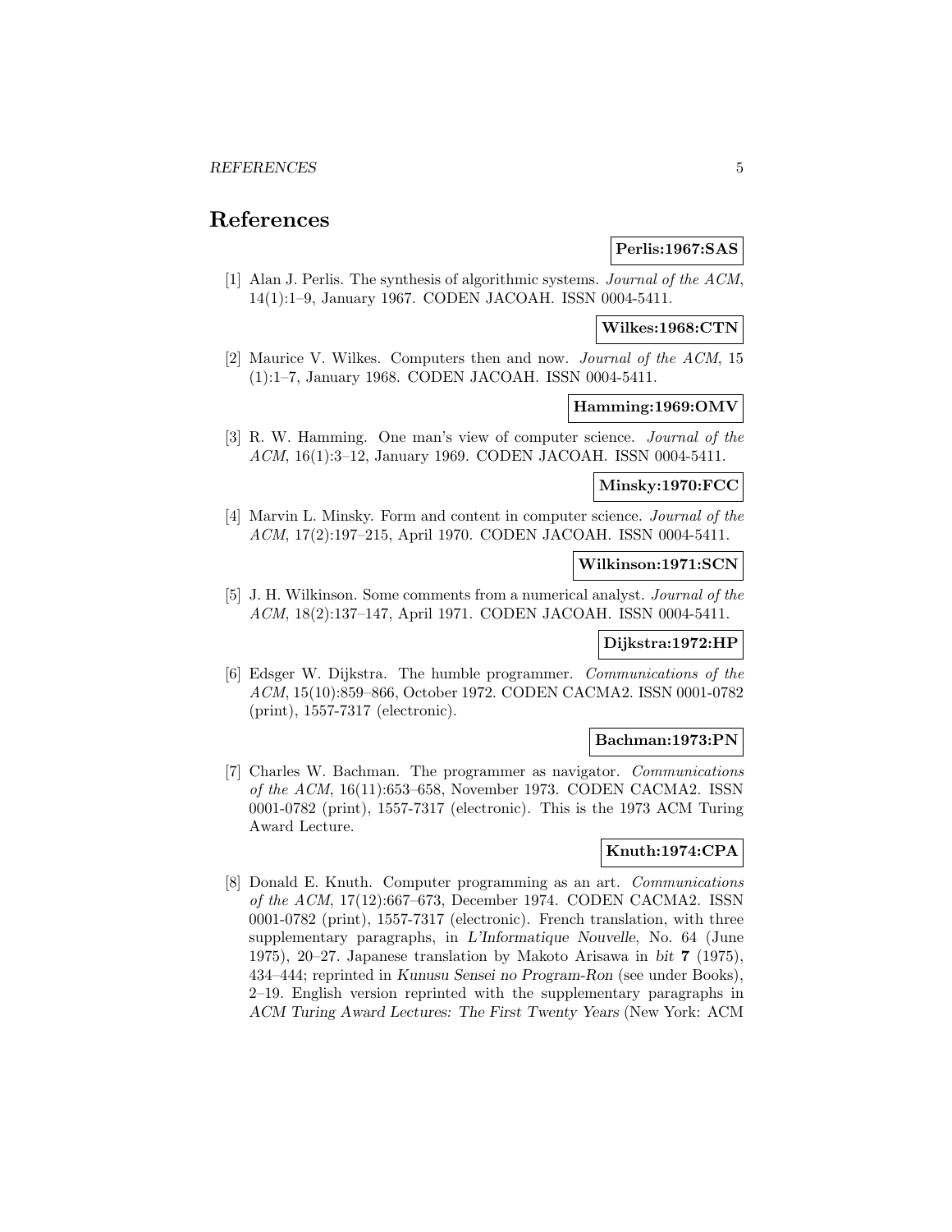# References

**Perlis:1967:SAS**

[1] Alan J. Perlis. The synthesis of algorithmic systems. *Journal of the ACM*, 14(1):1–9, January 1967. CODEN JACOAH. ISSN 0004-5411.

**Wilkes:1968:CTN**

[2] Maurice V. Wilkes. Computers then and now. *Journal of the ACM*, 15 (1):1–7, January 1968. CODEN JACOAH. ISSN 0004-5411.

**Hamming:1969:OMV**

[3] R. W. Hamming. One man's view of computer science. *Journal of the ACM*, 16(1):3–12, January 1969. CODEN JACOAH. ISSN 0004-5411.

**Minsky:1970:FCC**

[4] Marvin L. Minsky. Form and content in computer science. *Journal of the ACM*, 17(2):197–215, April 1970. CODEN JACOAH. ISSN 0004-5411.

**Wilkinson:1971:SCN**

[5] J. H. Wilkinson. Some comments from a numerical analyst. *Journal of the ACM*, 18(2):137–147, April 1971. CODEN JACOAH. ISSN 0004-5411.

**Dijkstra:1972:HP**

[6] Edsger W. Dijkstra. The humble programmer. *Communications of the ACM*, 15(10):859–866, October 1972. CODEN CACMA2. ISSN 0001-0782 (print), 1557-7317 (electronic).

**Bachman:1973:PN**

[7] Charles W. Bachman. The programmer as navigator. *Communications of the ACM*, 16(11):653–658, November 1973. CODEN CACMA2. ISSN 0001-0782 (print), 1557-7317 (electronic). This is the 1973 ACM Turing Award Lecture.

**Knuth:1974:CPA**

[8] Donald E. Knuth. Computer programming as an art. *Communications of the ACM*, 17(12):667–673, December 1974. CODEN CACMA2. ISSN 0001-0782 (print), 1557-7317 (electronic). French translation, with three supplementary paragraphs, in *L'Informatique Nouvelle*, No. 64 (June 1975), 20–27. Japanese translation by Makoto Arisawa in *bit* **7** (1975), 434–444; reprinted in *Kunusu Sensei no Program-Ron* (see under Books), 2–19. English version reprinted with the supplementary paragraphs in *ACM Turing Award Lectures: The First Twenty Years* (New York: ACM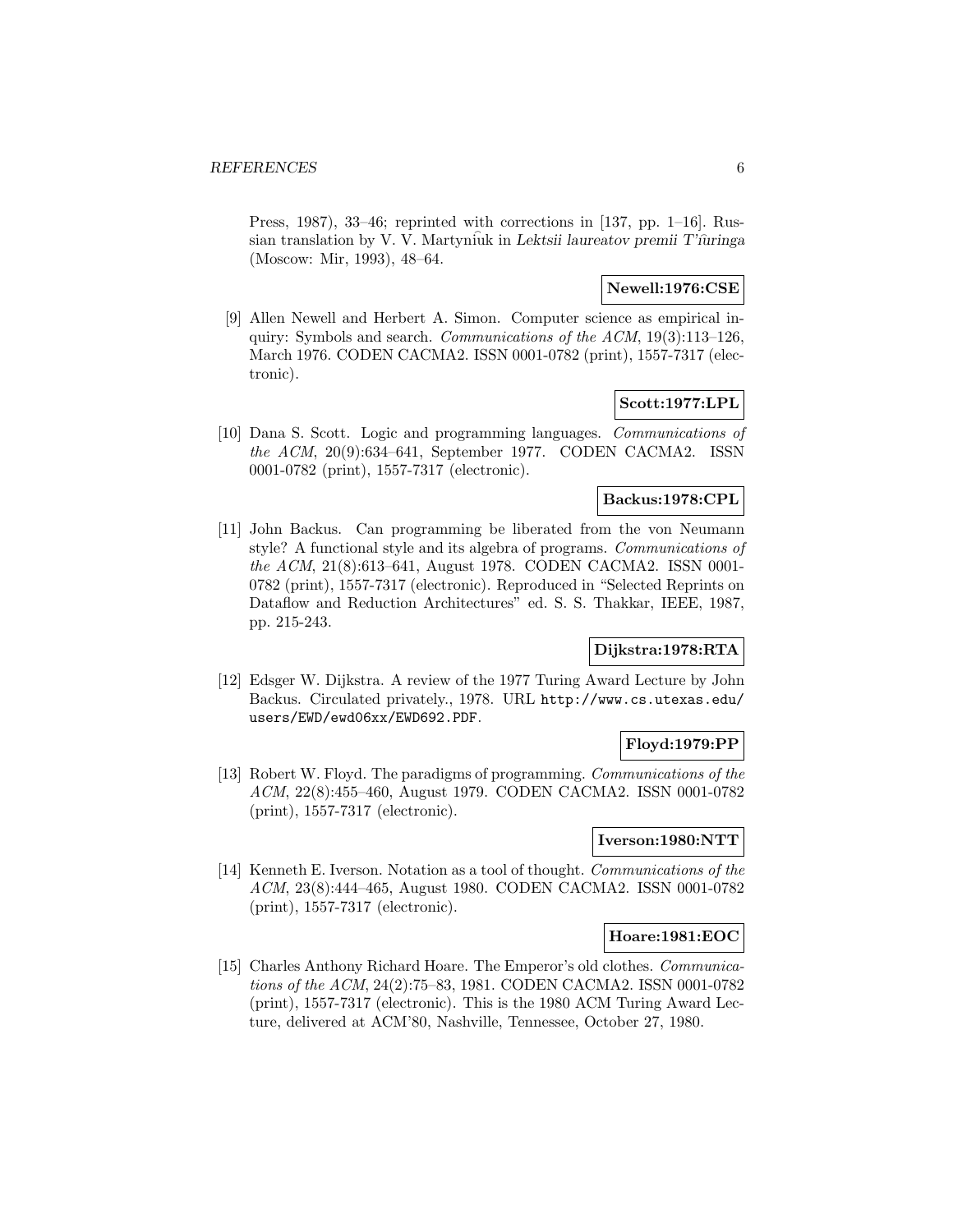Press, 1987), 33–46; reprinted with corrections in [137, pp. 1–16]. Russian translation by V. V. Martyni͡uk in *Lektsii laureatov premii T'i͡uringa* (Moscow: Mir, 1993), 48–64.

**Newell:1976:CSE**

[9] Allen Newell and Herbert A. Simon. Computer science as empirical inquiry: Symbols and search. *Communications of the ACM*, 19(3):113–126, March 1976. CODEN CACMA2. ISSN 0001-0782 (print), 1557-7317 (electronic).

**Scott:1977:LPL**

[10] Dana S. Scott. Logic and programming languages. *Communications of the ACM*, 20(9):634–641, September 1977. CODEN CACMA2. ISSN 0001-0782 (print), 1557-7317 (electronic).

**Backus:1978:CPL**

[11] John Backus. Can programming be liberated from the von Neumann style? A functional style and its algebra of programs. *Communications of the ACM*, 21(8):613–641, August 1978. CODEN CACMA2. ISSN 0001-0782 (print), 1557-7317 (electronic). Reproduced in "Selected Reprints on Dataflow and Reduction Architectures" ed. S. S. Thakkar, IEEE, 1987, pp. 215-243.

**Dijkstra:1978:RTA**

[12] Edsger W. Dijkstra. A review of the 1977 Turing Award Lecture by John Backus. Circulated privately., 1978. URL http://www.cs.utexas.edu/users/EWD/ewd06xx/EWD692.PDF.

**Floyd:1979:PP**

[13] Robert W. Floyd. The paradigms of programming. *Communications of the ACM*, 22(8):455–460, August 1979. CODEN CACMA2. ISSN 0001-0782 (print), 1557-7317 (electronic).

**Iverson:1980:NTT**

[14] Kenneth E. Iverson. Notation as a tool of thought. *Communications of the ACM*, 23(8):444–465, August 1980. CODEN CACMA2. ISSN 0001-0782 (print), 1557-7317 (electronic).

**Hoare:1981:EOC**

[15] Charles Anthony Richard Hoare. The Emperor's old clothes. *Communications of the ACM*, 24(2):75–83, 1981. CODEN CACMA2. ISSN 0001-0782 (print), 1557-7317 (electronic). This is the 1980 ACM Turing Award Lecture, delivered at ACM'80, Nashville, Tennessee, October 27, 1980.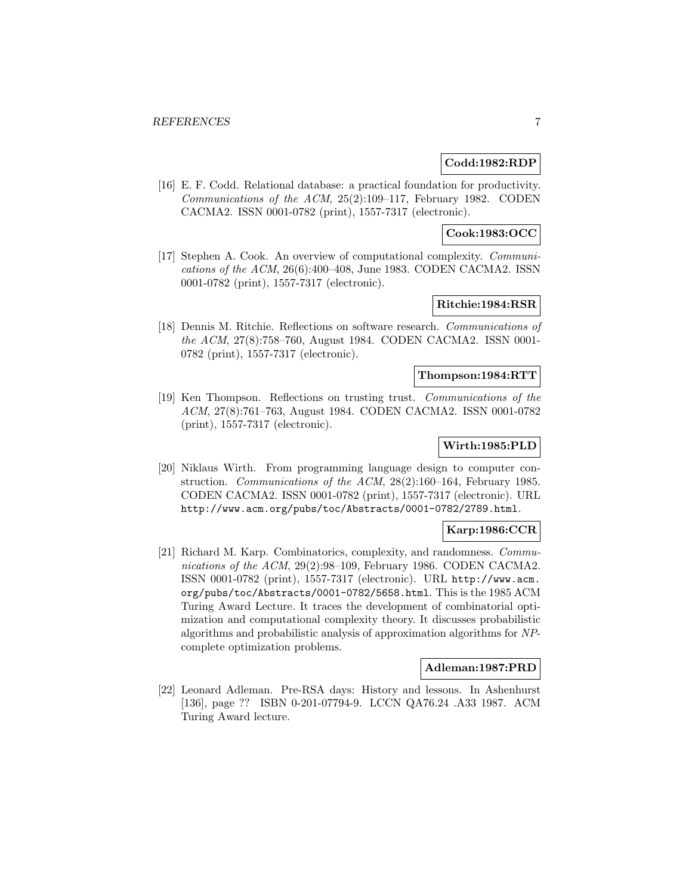**Codd:1982:RDP**

[16] E. F. Codd. Relational database: a practical foundation for productivity. *Communications of the ACM*, 25(2):109–117, February 1982. CODEN CACMA2. ISSN 0001-0782 (print), 1557-7317 (electronic).

**Cook:1983:OCC**

[17] Stephen A. Cook. An overview of computational complexity. *Communications of the ACM*, 26(6):400–408, June 1983. CODEN CACMA2. ISSN 0001-0782 (print), 1557-7317 (electronic).

**Ritchie:1984:RSR**

[18] Dennis M. Ritchie. Reflections on software research. *Communications of the ACM*, 27(8):758–760, August 1984. CODEN CACMA2. ISSN 0001-0782 (print), 1557-7317 (electronic).

**Thompson:1984:RTT**

[19] Ken Thompson. Reflections on trusting trust. *Communications of the ACM*, 27(8):761–763, August 1984. CODEN CACMA2. ISSN 0001-0782 (print), 1557-7317 (electronic).

**Wirth:1985:PLD**

[20] Niklaus Wirth. From programming language design to computer construction. *Communications of the ACM*, 28(2):160–164, February 1985. CODEN CACMA2. ISSN 0001-0782 (print), 1557-7317 (electronic). URL `http://www.acm.org/pubs/toc/Abstracts/0001-0782/2789.html`.

**Karp:1986:CCR**

[21] Richard M. Karp. Combinatorics, complexity, and randomness. *Communications of the ACM*, 29(2):98–109, February 1986. CODEN CACMA2. ISSN 0001-0782 (print), 1557-7317 (electronic). URL `http://www.acm.org/pubs/toc/Abstracts/0001-0782/5658.html`. This is the 1985 ACM Turing Award Lecture. It traces the development of combinatorial optimization and computational complexity theory. It discusses probabilistic algorithms and probabilistic analysis of approximation algorithms for *NP*-complete optimization problems.

**Adleman:1987:PRD**

[22] Leonard Adleman. Pre-RSA days: History and lessons. In Ashenhurst [136], page ?? ISBN 0-201-07794-9. LCCN QA76.24 .A33 1987. ACM Turing Award lecture.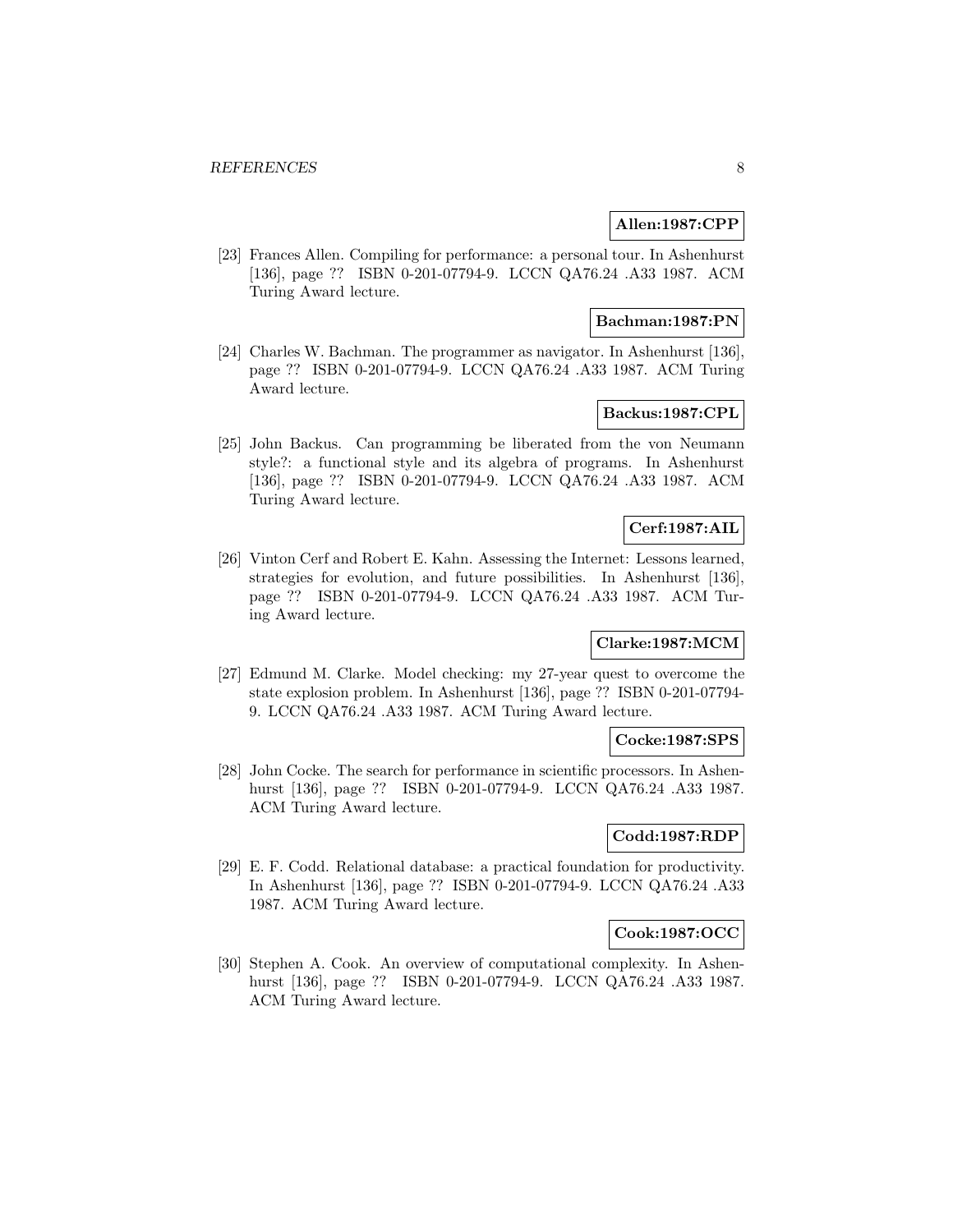**Allen:1987:CPP**

[23] Frances Allen. Compiling for performance: a personal tour. In Ashenhurst [136], page ?? ISBN 0-201-07794-9. LCCN QA76.24 .A33 1987. ACM Turing Award lecture.

**Bachman:1987:PN**

[24] Charles W. Bachman. The programmer as navigator. In Ashenhurst [136], page ?? ISBN 0-201-07794-9. LCCN QA76.24 .A33 1987. ACM Turing Award lecture.

**Backus:1987:CPL**

[25] John Backus. Can programming be liberated from the von Neumann style?: a functional style and its algebra of programs. In Ashenhurst [136], page ?? ISBN 0-201-07794-9. LCCN QA76.24 .A33 1987. ACM Turing Award lecture.

**Cerf:1987:AIL**

[26] Vinton Cerf and Robert E. Kahn. Assessing the Internet: Lessons learned, strategies for evolution, and future possibilities. In Ashenhurst [136], page ?? ISBN 0-201-07794-9. LCCN QA76.24 .A33 1987. ACM Turing Award lecture.

**Clarke:1987:MCM**

[27] Edmund M. Clarke. Model checking: my 27-year quest to overcome the state explosion problem. In Ashenhurst [136], page ?? ISBN 0-201-07794-9. LCCN QA76.24 .A33 1987. ACM Turing Award lecture.

**Cocke:1987:SPS**

[28] John Cocke. The search for performance in scientific processors. In Ashenhurst [136], page ?? ISBN 0-201-07794-9. LCCN QA76.24 .A33 1987. ACM Turing Award lecture.

**Codd:1987:RDP**

[29] E. F. Codd. Relational database: a practical foundation for productivity. In Ashenhurst [136], page ?? ISBN 0-201-07794-9. LCCN QA76.24 .A33 1987. ACM Turing Award lecture.

**Cook:1987:OCC**

[30] Stephen A. Cook. An overview of computational complexity. In Ashenhurst [136], page ?? ISBN 0-201-07794-9. LCCN QA76.24 .A33 1987. ACM Turing Award lecture.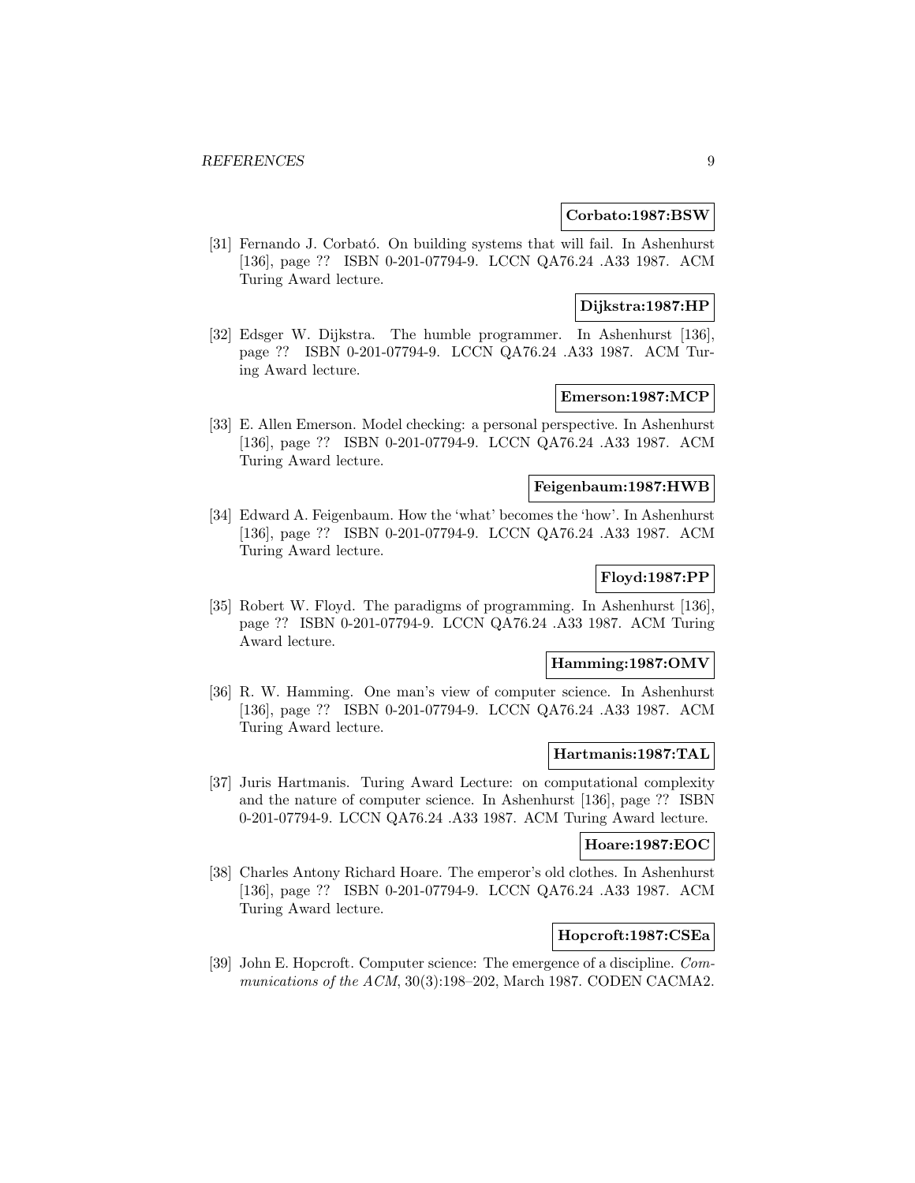**Corbato:1987:BSW**

[31] Fernando J. Corbató. On building systems that will fail. In Ashenhurst [136], page ?? ISBN 0-201-07794-9. LCCN QA76.24 .A33 1987. ACM Turing Award lecture.

**Dijkstra:1987:HP**

[32] Edsger W. Dijkstra. The humble programmer. In Ashenhurst [136], page ?? ISBN 0-201-07794-9. LCCN QA76.24 .A33 1987. ACM Turing Award lecture.

**Emerson:1987:MCP**

[33] E. Allen Emerson. Model checking: a personal perspective. In Ashenhurst [136], page ?? ISBN 0-201-07794-9. LCCN QA76.24 .A33 1987. ACM Turing Award lecture.

**Feigenbaum:1987:HWB**

[34] Edward A. Feigenbaum. How the 'what' becomes the 'how'. In Ashenhurst [136], page ?? ISBN 0-201-07794-9. LCCN QA76.24 .A33 1987. ACM Turing Award lecture.

**Floyd:1987:PP**

[35] Robert W. Floyd. The paradigms of programming. In Ashenhurst [136], page ?? ISBN 0-201-07794-9. LCCN QA76.24 .A33 1987. ACM Turing Award lecture.

**Hamming:1987:OMV**

[36] R. W. Hamming. One man's view of computer science. In Ashenhurst [136], page ?? ISBN 0-201-07794-9. LCCN QA76.24 .A33 1987. ACM Turing Award lecture.

**Hartmanis:1987:TAL**

[37] Juris Hartmanis. Turing Award Lecture: on computational complexity and the nature of computer science. In Ashenhurst [136], page ?? ISBN 0-201-07794-9. LCCN QA76.24 .A33 1987. ACM Turing Award lecture.

**Hoare:1987:EOC**

[38] Charles Antony Richard Hoare. The emperor's old clothes. In Ashenhurst [136], page ?? ISBN 0-201-07794-9. LCCN QA76.24 .A33 1987. ACM Turing Award lecture.

**Hopcroft:1987:CSEa**

[39] John E. Hopcroft. Computer science: The emergence of a discipline. *Communications of the ACM*, 30(3):198–202, March 1987. CODEN CACMA2.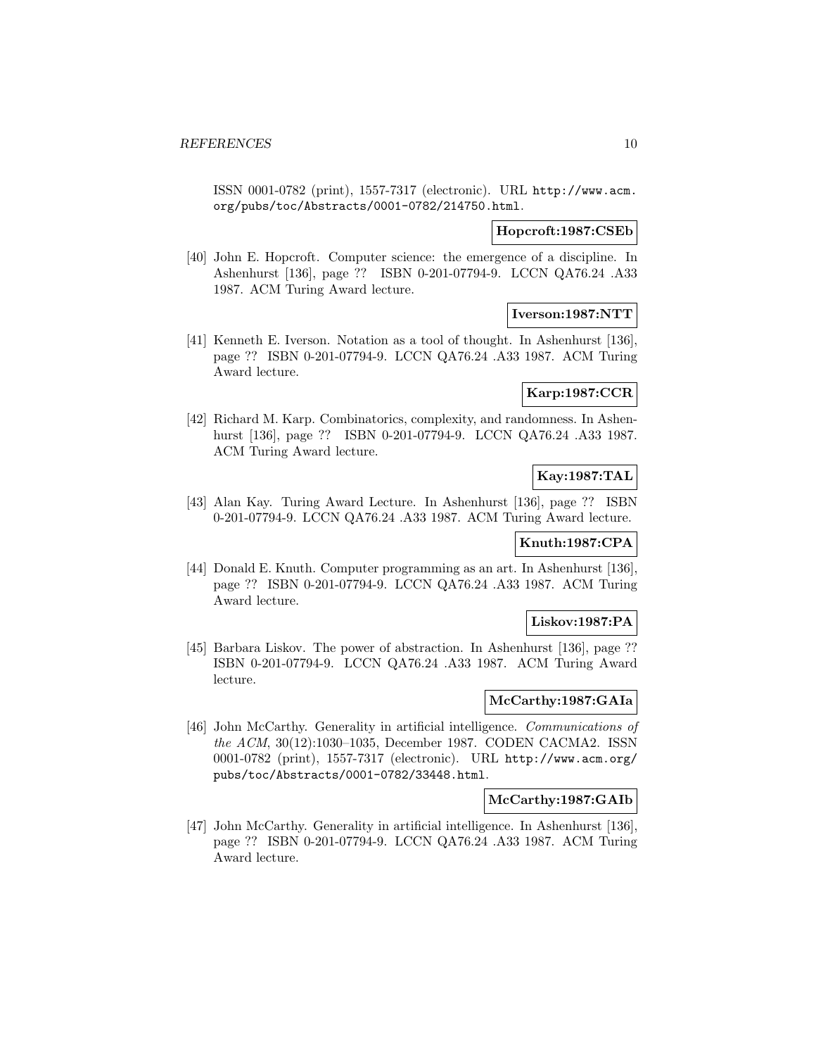ISSN 0001-0782 (print), 1557-7317 (electronic). URL http://www.acm.org/pubs/toc/Abstracts/0001-0782/214750.html.

**Hopcroft:1987:CSEb**

[40] John E. Hopcroft. Computer science: the emergence of a discipline. In Ashenhurst [136], page ?? ISBN 0-201-07794-9. LCCN QA76.24 .A33 1987. ACM Turing Award lecture.

**Iverson:1987:NTT**

[41] Kenneth E. Iverson. Notation as a tool of thought. In Ashenhurst [136], page ?? ISBN 0-201-07794-9. LCCN QA76.24 .A33 1987. ACM Turing Award lecture.

**Karp:1987:CCR**

[42] Richard M. Karp. Combinatorics, complexity, and randomness. In Ashenhurst [136], page ?? ISBN 0-201-07794-9. LCCN QA76.24 .A33 1987. ACM Turing Award lecture.

**Kay:1987:TAL**

[43] Alan Kay. Turing Award Lecture. In Ashenhurst [136], page ?? ISBN 0-201-07794-9. LCCN QA76.24 .A33 1987. ACM Turing Award lecture.

**Knuth:1987:CPA**

[44] Donald E. Knuth. Computer programming as an art. In Ashenhurst [136], page ?? ISBN 0-201-07794-9. LCCN QA76.24 .A33 1987. ACM Turing Award lecture.

**Liskov:1987:PA**

[45] Barbara Liskov. The power of abstraction. In Ashenhurst [136], page ?? ISBN 0-201-07794-9. LCCN QA76.24 .A33 1987. ACM Turing Award lecture.

**McCarthy:1987:GAIa**

[46] John McCarthy. Generality in artificial intelligence. *Communications of the ACM*, 30(12):1030–1035, December 1987. CODEN CACMA2. ISSN 0001-0782 (print), 1557-7317 (electronic). URL http://www.acm.org/pubs/toc/Abstracts/0001-0782/33448.html.

**McCarthy:1987:GAIb**

[47] John McCarthy. Generality in artificial intelligence. In Ashenhurst [136], page ?? ISBN 0-201-07794-9. LCCN QA76.24 .A33 1987. ACM Turing Award lecture.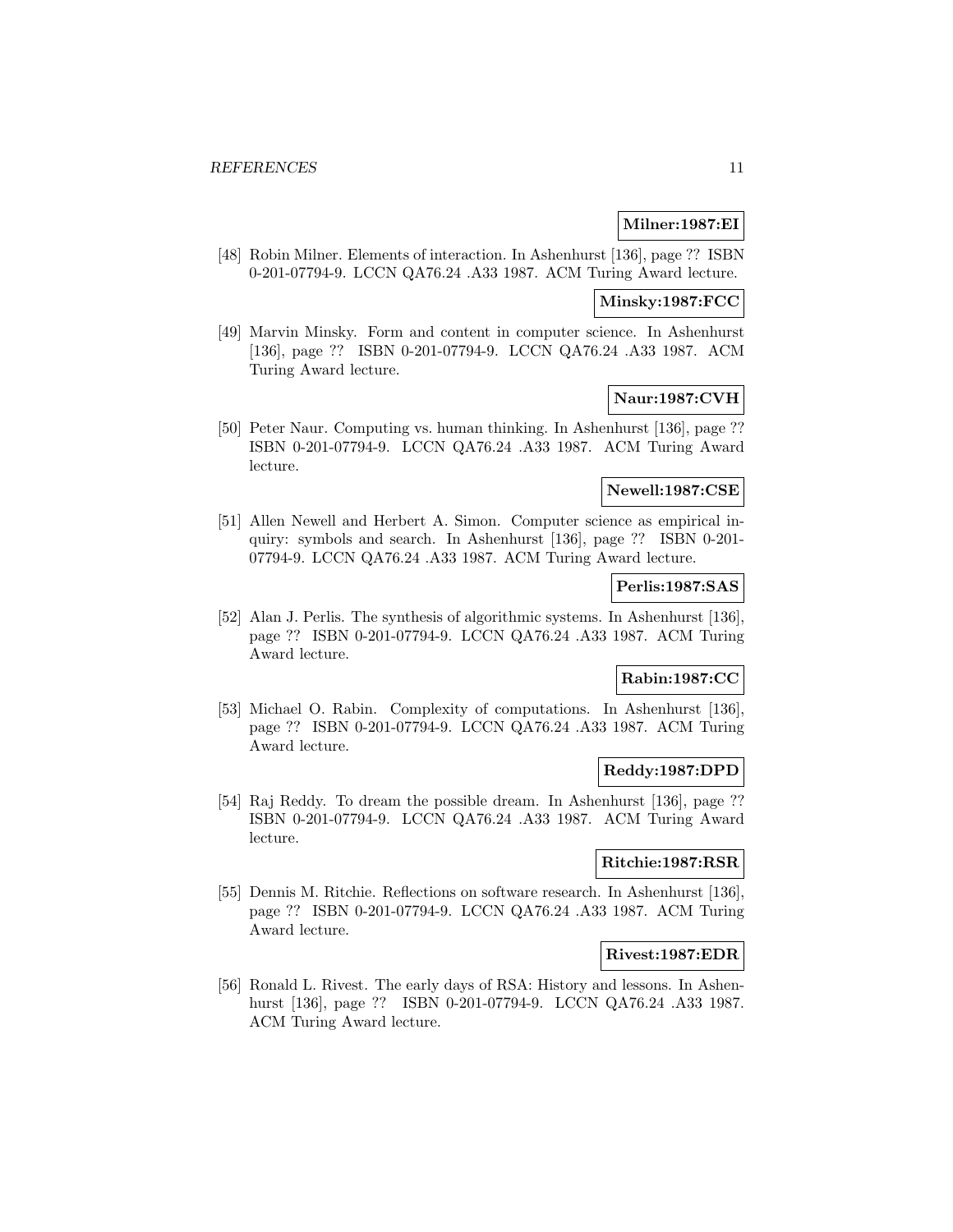**Milner:1987:EI**

[48] Robin Milner. Elements of interaction. In Ashenhurst [136], page ?? ISBN 0-201-07794-9. LCCN QA76.24 .A33 1987. ACM Turing Award lecture.

**Minsky:1987:FCC**

[49] Marvin Minsky. Form and content in computer science. In Ashenhurst [136], page ?? ISBN 0-201-07794-9. LCCN QA76.24 .A33 1987. ACM Turing Award lecture.

**Naur:1987:CVH**

[50] Peter Naur. Computing vs. human thinking. In Ashenhurst [136], page ?? ISBN 0-201-07794-9. LCCN QA76.24 .A33 1987. ACM Turing Award lecture.

**Newell:1987:CSE**

[51] Allen Newell and Herbert A. Simon. Computer science as empirical inquiry: symbols and search. In Ashenhurst [136], page ?? ISBN 0-201-07794-9. LCCN QA76.24 .A33 1987. ACM Turing Award lecture.

**Perlis:1987:SAS**

[52] Alan J. Perlis. The synthesis of algorithmic systems. In Ashenhurst [136], page ?? ISBN 0-201-07794-9. LCCN QA76.24 .A33 1987. ACM Turing Award lecture.

**Rabin:1987:CC**

[53] Michael O. Rabin. Complexity of computations. In Ashenhurst [136], page ?? ISBN 0-201-07794-9. LCCN QA76.24 .A33 1987. ACM Turing Award lecture.

**Reddy:1987:DPD**

[54] Raj Reddy. To dream the possible dream. In Ashenhurst [136], page ?? ISBN 0-201-07794-9. LCCN QA76.24 .A33 1987. ACM Turing Award lecture.

**Ritchie:1987:RSR**

[55] Dennis M. Ritchie. Reflections on software research. In Ashenhurst [136], page ?? ISBN 0-201-07794-9. LCCN QA76.24 .A33 1987. ACM Turing Award lecture.

**Rivest:1987:EDR**

[56] Ronald L. Rivest. The early days of RSA: History and lessons. In Ashenhurst [136], page ?? ISBN 0-201-07794-9. LCCN QA76.24 .A33 1987. ACM Turing Award lecture.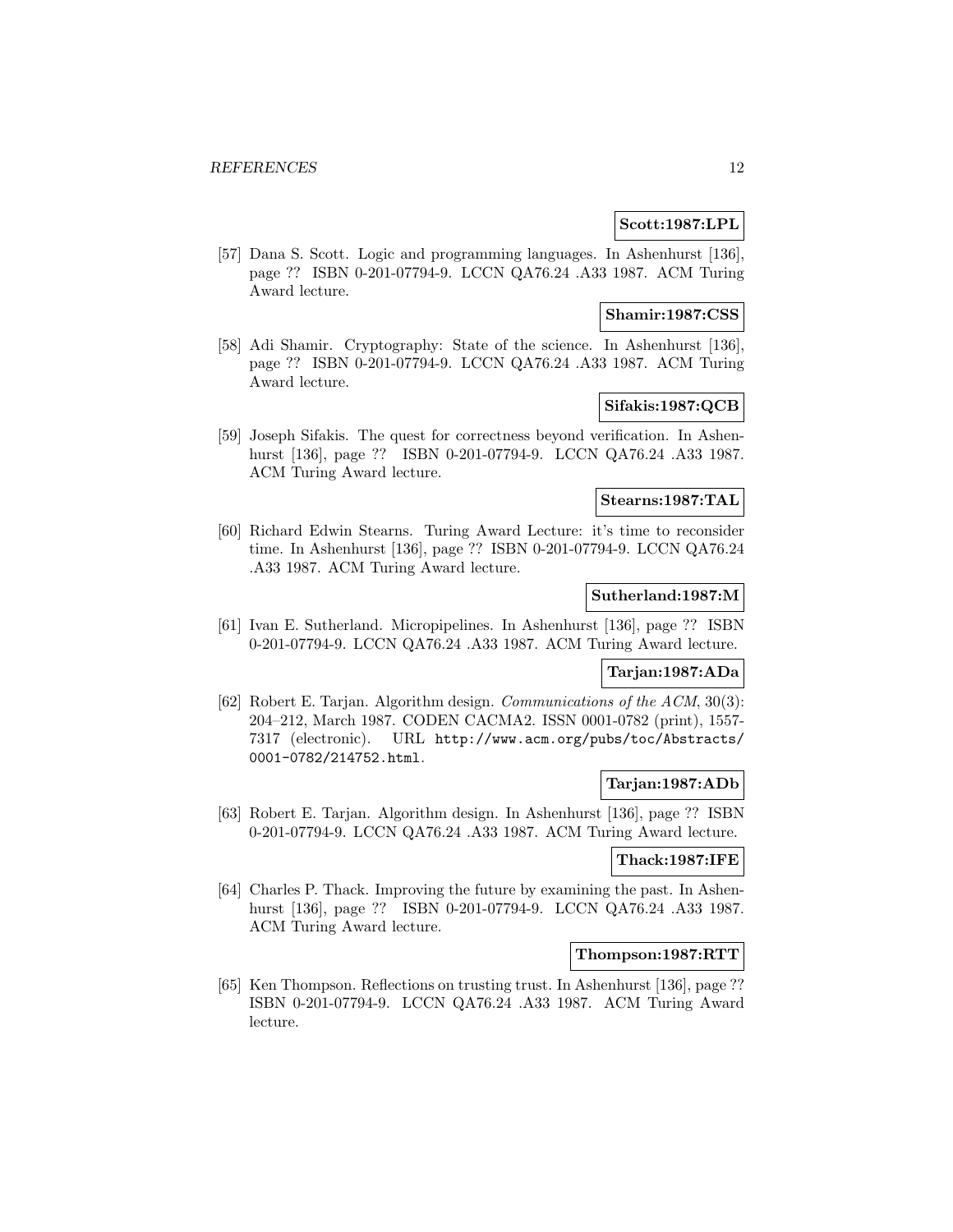**Scott:1987:LPL**

[57] Dana S. Scott. Logic and programming languages. In Ashenhurst [136], page ?? ISBN 0-201-07794-9. LCCN QA76.24 .A33 1987. ACM Turing Award lecture.

**Shamir:1987:CSS**

[58] Adi Shamir. Cryptography: State of the science. In Ashenhurst [136], page ?? ISBN 0-201-07794-9. LCCN QA76.24 .A33 1987. ACM Turing Award lecture.

**Sifakis:1987:QCB**

[59] Joseph Sifakis. The quest for correctness beyond verification. In Ashenhurst [136], page ?? ISBN 0-201-07794-9. LCCN QA76.24 .A33 1987. ACM Turing Award lecture.

**Stearns:1987:TAL**

[60] Richard Edwin Stearns. Turing Award Lecture: it's time to reconsider time. In Ashenhurst [136], page ?? ISBN 0-201-07794-9. LCCN QA76.24 .A33 1987. ACM Turing Award lecture.

**Sutherland:1987:M**

[61] Ivan E. Sutherland. Micropipelines. In Ashenhurst [136], page ?? ISBN 0-201-07794-9. LCCN QA76.24 .A33 1987. ACM Turing Award lecture.

**Tarjan:1987:ADa**

[62] Robert E. Tarjan. Algorithm design. *Communications of the ACM*, 30(3): 204–212, March 1987. CODEN CACMA2. ISSN 0001-0782 (print), 1557-7317 (electronic). URL `http://www.acm.org/pubs/toc/Abstracts/0001-0782/214752.html`.

**Tarjan:1987:ADb**

[63] Robert E. Tarjan. Algorithm design. In Ashenhurst [136], page ?? ISBN 0-201-07794-9. LCCN QA76.24 .A33 1987. ACM Turing Award lecture.

**Thack:1987:IFE**

[64] Charles P. Thack. Improving the future by examining the past. In Ashenhurst [136], page ?? ISBN 0-201-07794-9. LCCN QA76.24 .A33 1987. ACM Turing Award lecture.

**Thompson:1987:RTT**

[65] Ken Thompson. Reflections on trusting trust. In Ashenhurst [136], page ?? ISBN 0-201-07794-9. LCCN QA76.24 .A33 1987. ACM Turing Award lecture.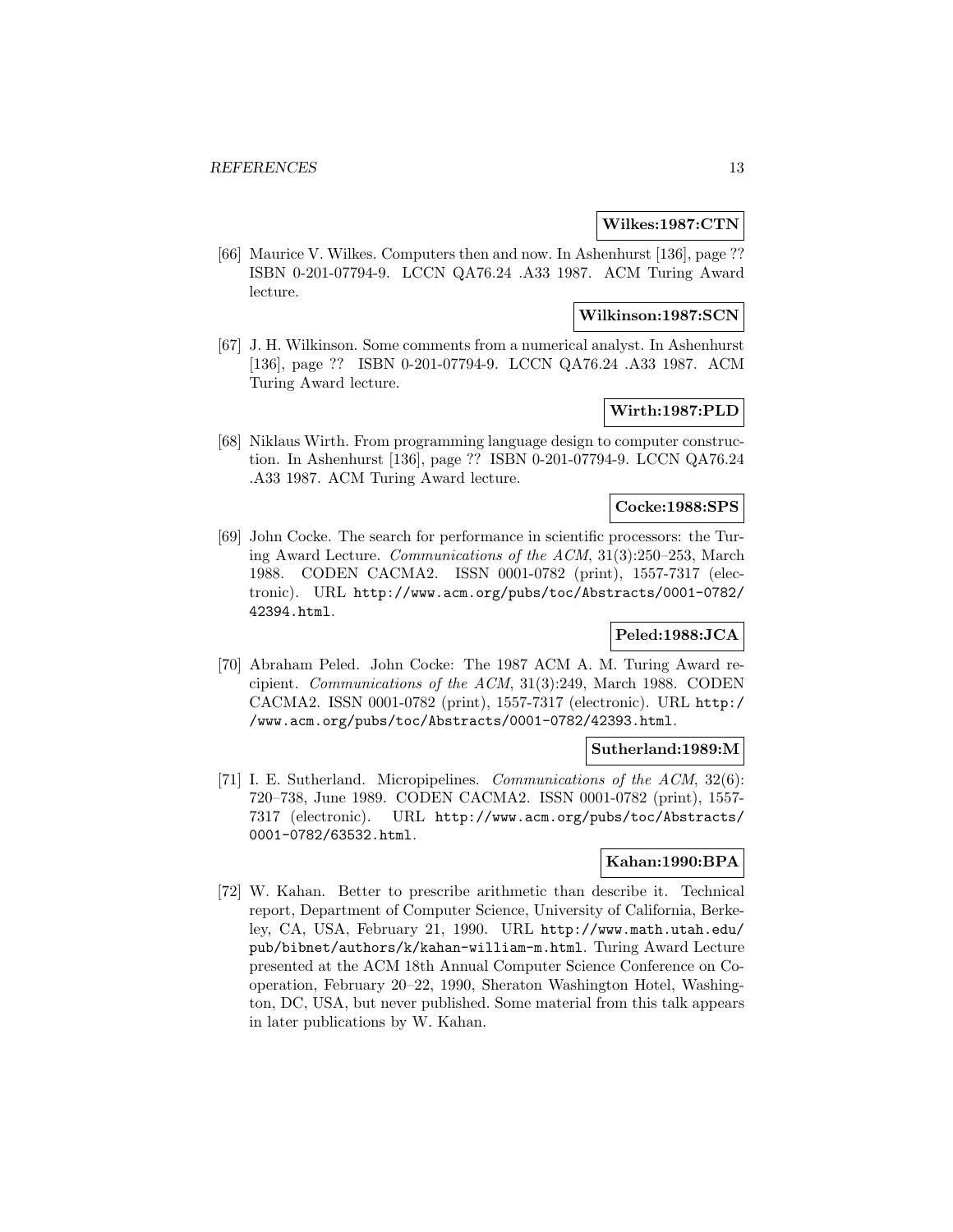**Wilkes:1987:CTN**

[66] Maurice V. Wilkes. Computers then and now. In Ashenhurst [136], page ?? ISBN 0-201-07794-9. LCCN QA76.24 .A33 1987. ACM Turing Award lecture.

**Wilkinson:1987:SCN**

[67] J. H. Wilkinson. Some comments from a numerical analyst. In Ashenhurst [136], page ?? ISBN 0-201-07794-9. LCCN QA76.24 .A33 1987. ACM Turing Award lecture.

**Wirth:1987:PLD**

[68] Niklaus Wirth. From programming language design to computer construction. In Ashenhurst [136], page ?? ISBN 0-201-07794-9. LCCN QA76.24 .A33 1987. ACM Turing Award lecture.

**Cocke:1988:SPS**

[69] John Cocke. The search for performance in scientific processors: the Turing Award Lecture. *Communications of the ACM*, 31(3):250–253, March 1988. CODEN CACMA2. ISSN 0001-0782 (print), 1557-7317 (electronic). URL `http://www.acm.org/pubs/toc/Abstracts/0001-0782/42394.html`.

**Peled:1988:JCA**

[70] Abraham Peled. John Cocke: The 1987 ACM A. M. Turing Award recipient. *Communications of the ACM*, 31(3):249, March 1988. CODEN CACMA2. ISSN 0001-0782 (print), 1557-7317 (electronic). URL `http://www.acm.org/pubs/toc/Abstracts/0001-0782/42393.html`.

**Sutherland:1989:M**

[71] I. E. Sutherland. Micropipelines. *Communications of the ACM*, 32(6): 720–738, June 1989. CODEN CACMA2. ISSN 0001-0782 (print), 1557-7317 (electronic). URL `http://www.acm.org/pubs/toc/Abstracts/0001-0782/63532.html`.

**Kahan:1990:BPA**

[72] W. Kahan. Better to prescribe arithmetic than describe it. Technical report, Department of Computer Science, University of California, Berkeley, CA, USA, February 21, 1990. URL `http://www.math.utah.edu/pub/bibnet/authors/k/kahan-william-m.html`. Turing Award Lecture presented at the ACM 18th Annual Computer Science Conference on Cooperation, February 20–22, 1990, Sheraton Washington Hotel, Washington, DC, USA, but never published. Some material from this talk appears in later publications by W. Kahan.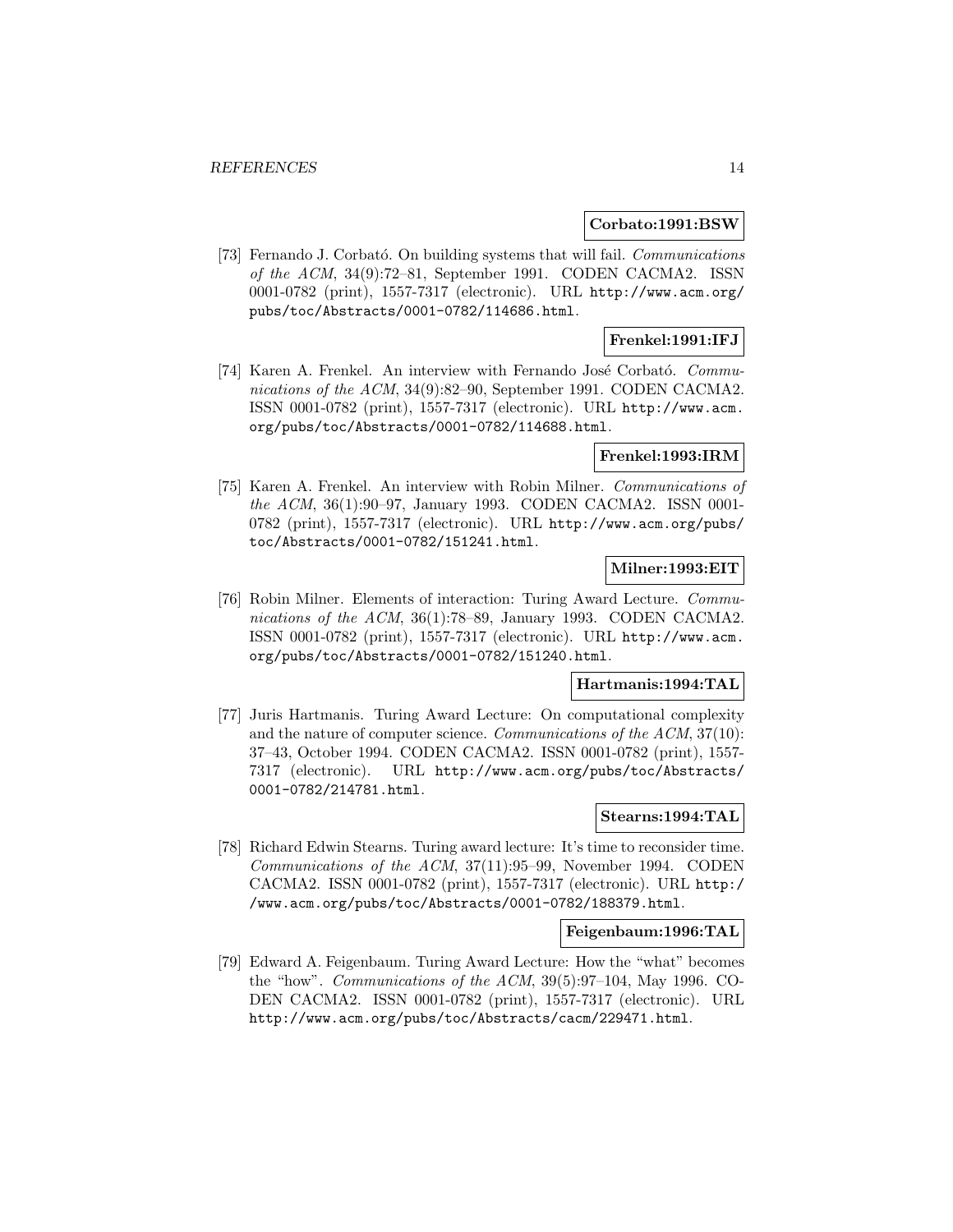**Corbato:1991:BSW**

[73] Fernando J. Corbató. On building systems that will fail. *Communications of the ACM*, 34(9):72–81, September 1991. CODEN CACMA2. ISSN 0001-0782 (print), 1557-7317 (electronic). URL http://www.acm.org/pubs/toc/Abstracts/0001-0782/114686.html.

**Frenkel:1991:IFJ**

[74] Karen A. Frenkel. An interview with Fernando José Corbató. *Communications of the ACM*, 34(9):82–90, September 1991. CODEN CACMA2. ISSN 0001-0782 (print), 1557-7317 (electronic). URL http://www.acm.org/pubs/toc/Abstracts/0001-0782/114688.html.

**Frenkel:1993:IRM**

[75] Karen A. Frenkel. An interview with Robin Milner. *Communications of the ACM*, 36(1):90–97, January 1993. CODEN CACMA2. ISSN 0001-0782 (print), 1557-7317 (electronic). URL http://www.acm.org/pubs/toc/Abstracts/0001-0782/151241.html.

**Milner:1993:EIT**

[76] Robin Milner. Elements of interaction: Turing Award Lecture. *Communications of the ACM*, 36(1):78–89, January 1993. CODEN CACMA2. ISSN 0001-0782 (print), 1557-7317 (electronic). URL http://www.acm.org/pubs/toc/Abstracts/0001-0782/151240.html.

**Hartmanis:1994:TAL**

[77] Juris Hartmanis. Turing Award Lecture: On computational complexity and the nature of computer science. *Communications of the ACM*, 37(10): 37–43, October 1994. CODEN CACMA2. ISSN 0001-0782 (print), 1557-7317 (electronic). URL http://www.acm.org/pubs/toc/Abstracts/0001-0782/214781.html.

**Stearns:1994:TAL**

[78] Richard Edwin Stearns. Turing award lecture: It's time to reconsider time. *Communications of the ACM*, 37(11):95–99, November 1994. CODEN CACMA2. ISSN 0001-0782 (print), 1557-7317 (electronic). URL http://www.acm.org/pubs/toc/Abstracts/0001-0782/188379.html.

**Feigenbaum:1996:TAL**

[79] Edward A. Feigenbaum. Turing Award Lecture: How the "what" becomes the "how". *Communications of the ACM*, 39(5):97–104, May 1996. CODEN CACMA2. ISSN 0001-0782 (print), 1557-7317 (electronic). URL http://www.acm.org/pubs/toc/Abstracts/cacm/229471.html.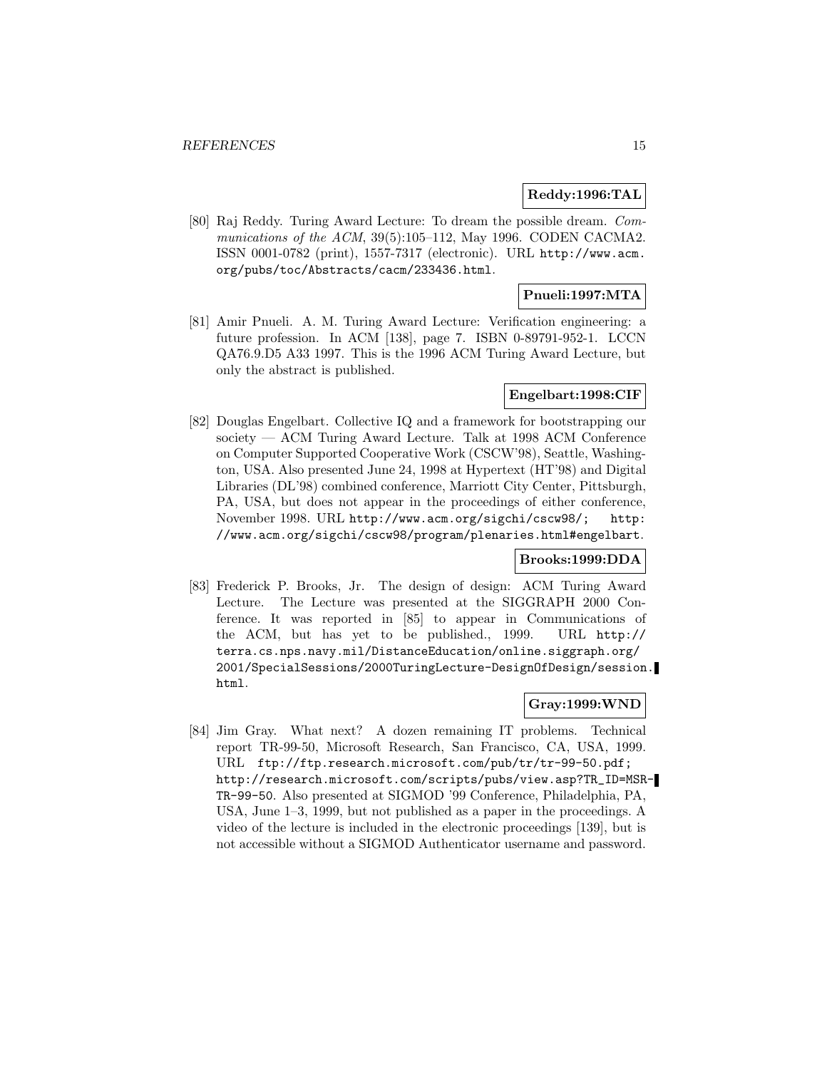**Reddy:1996:TAL**

[80] Raj Reddy. Turing Award Lecture: To dream the possible dream. *Communications of the ACM*, 39(5):105–112, May 1996. CODEN CACMA2. ISSN 0001-0782 (print), 1557-7317 (electronic). URL http://www.acm.org/pubs/toc/Abstracts/cacm/233436.html.

**Pnueli:1997:MTA**

[81] Amir Pnueli. A. M. Turing Award Lecture: Verification engineering: a future profession. In ACM [138], page 7. ISBN 0-89791-952-1. LCCN QA76.9.D5 A33 1997. This is the 1996 ACM Turing Award Lecture, but only the abstract is published.

**Engelbart:1998:CIF**

[82] Douglas Engelbart. Collective IQ and a framework for bootstrapping our society — ACM Turing Award Lecture. Talk at 1998 ACM Conference on Computer Supported Cooperative Work (CSCW'98), Seattle, Washington, USA. Also presented June 24, 1998 at Hypertext (HT'98) and Digital Libraries (DL'98) combined conference, Marriott City Center, Pittsburgh, PA, USA, but does not appear in the proceedings of either conference, November 1998. URL http://www.acm.org/sigchi/cscw98/; http://www.acm.org/sigchi/cscw98/program/plenaries.html#engelbart.

**Brooks:1999:DDA**

[83] Frederick P. Brooks, Jr. The design of design: ACM Turing Award Lecture. The Lecture was presented at the SIGGRAPH 2000 Conference. It was reported in [85] to appear in Communications of the ACM, but has yet to be published., 1999. URL http://terra.cs.nps.navy.mil/DistanceEducation/online.siggraph.org/2001/SpecialSessions/2000TuringLecture-DesignOfDesign/session.html.

**Gray:1999:WND**

[84] Jim Gray. What next? A dozen remaining IT problems. Technical report TR-99-50, Microsoft Research, San Francisco, CA, USA, 1999. URL ftp://ftp.research.microsoft.com/pub/tr/tr-99-50.pdf; http://research.microsoft.com/scripts/pubs/view.asp?TR_ID=MSR-TR-99-50. Also presented at SIGMOD '99 Conference, Philadelphia, PA, USA, June 1–3, 1999, but not published as a paper in the proceedings. A video of the lecture is included in the electronic proceedings [139], but is not accessible without a SIGMOD Authenticator username and password.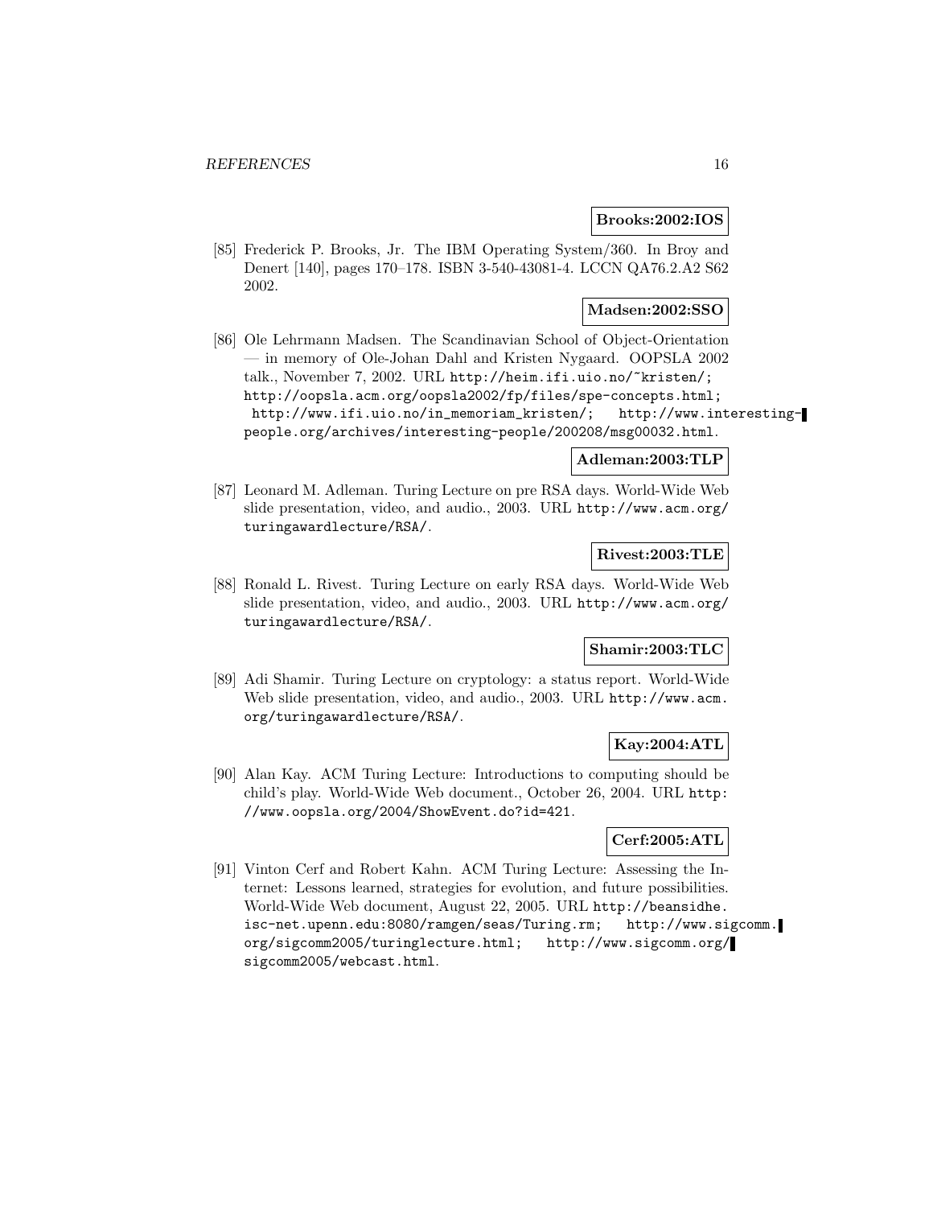**Brooks:2002:IOS**

[85] Frederick P. Brooks, Jr. The IBM Operating System/360. In Broy and Denert [140], pages 170–178. ISBN 3-540-43081-4. LCCN QA76.2.A2 S62 2002.

**Madsen:2002:SSO**

[86] Ole Lehrmann Madsen. The Scandinavian School of Object-Orientation — in memory of Ole-Johan Dahl and Kristen Nygaard. OOPSLA 2002 talk., November 7, 2002. URL http://heim.ifi.uio.no/~kristen/; http://oopsla.acm.org/oopsla2002/fp/files/spe-concepts.html; http://www.ifi.uio.no/in_memoriam_kristen/; http://www.interesting-people.org/archives/interesting-people/200208/msg00032.html.

**Adleman:2003:TLP**

[87] Leonard M. Adleman. Turing Lecture on pre RSA days. World-Wide Web slide presentation, video, and audio., 2003. URL http://www.acm.org/turingawardlecture/RSA/.

**Rivest:2003:TLE**

[88] Ronald L. Rivest. Turing Lecture on early RSA days. World-Wide Web slide presentation, video, and audio., 2003. URL http://www.acm.org/turingawardlecture/RSA/.

**Shamir:2003:TLC**

[89] Adi Shamir. Turing Lecture on cryptology: a status report. World-Wide Web slide presentation, video, and audio., 2003. URL http://www.acm.org/turingawardlecture/RSA/.

**Kay:2004:ATL**

[90] Alan Kay. ACM Turing Lecture: Introductions to computing should be child's play. World-Wide Web document., October 26, 2004. URL http://www.oopsla.org/2004/ShowEvent.do?id=421.

**Cerf:2005:ATL**

[91] Vinton Cerf and Robert Kahn. ACM Turing Lecture: Assessing the Internet: Lessons learned, strategies for evolution, and future possibilities. World-Wide Web document, August 22, 2005. URL http://beansidhe.isc-net.upenn.edu:8080/ramgen/seas/Turing.rm; http://www.sigcomm.org/sigcomm2005/turinglecture.html; http://www.sigcomm.org/sigcomm2005/webcast.html.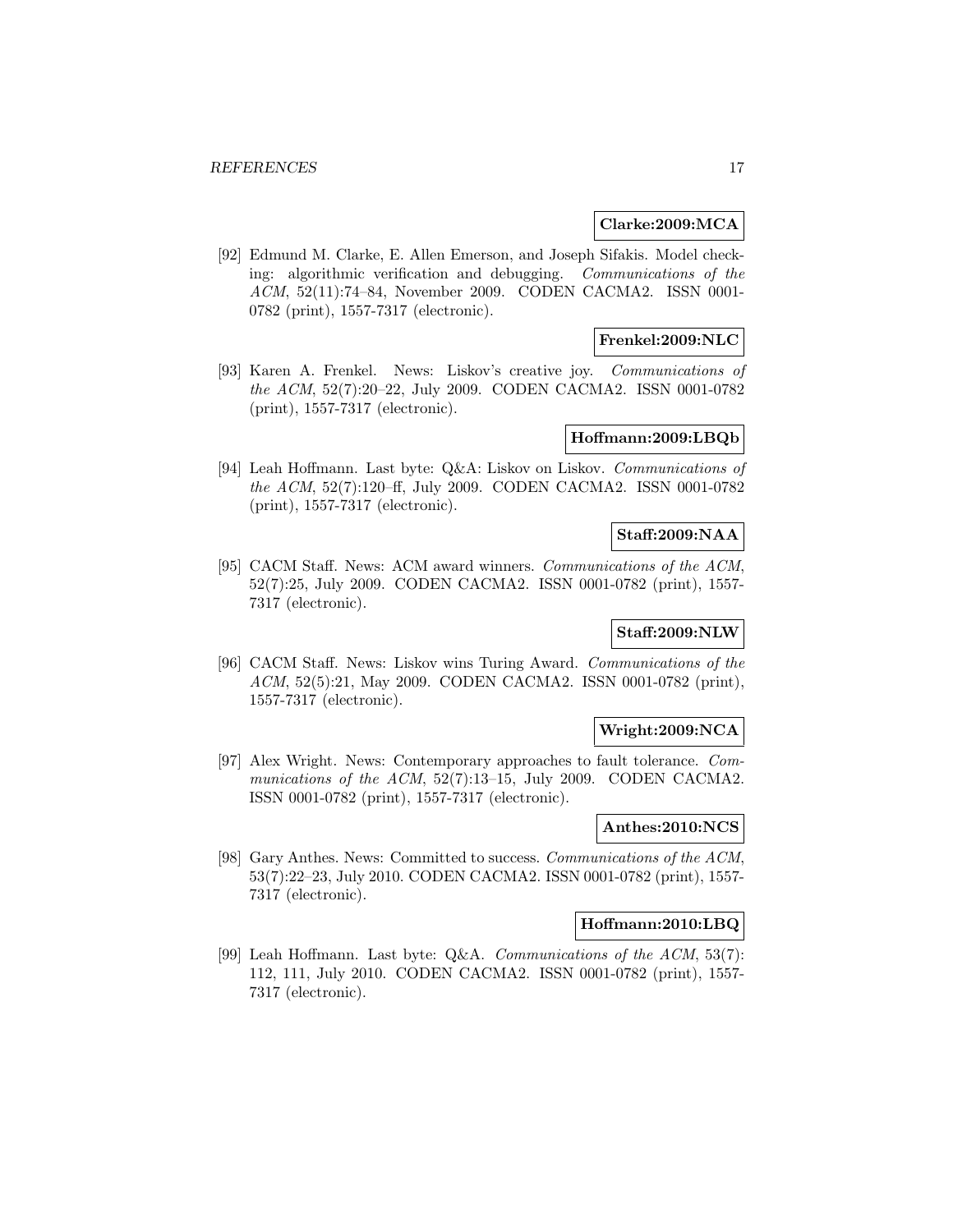**Clarke:2009:MCA**

[92] Edmund M. Clarke, E. Allen Emerson, and Joseph Sifakis. Model checking: algorithmic verification and debugging. *Communications of the ACM*, 52(11):74–84, November 2009. CODEN CACMA2. ISSN 0001-0782 (print), 1557-7317 (electronic).

**Frenkel:2009:NLC**

[93] Karen A. Frenkel. News: Liskov's creative joy. *Communications of the ACM*, 52(7):20–22, July 2009. CODEN CACMA2. ISSN 0001-0782 (print), 1557-7317 (electronic).

**Hoffmann:2009:LBQb**

[94] Leah Hoffmann. Last byte: Q&A: Liskov on Liskov. *Communications of the ACM*, 52(7):120–ff, July 2009. CODEN CACMA2. ISSN 0001-0782 (print), 1557-7317 (electronic).

**Staff:2009:NAA**

[95] CACM Staff. News: ACM award winners. *Communications of the ACM*, 52(7):25, July 2009. CODEN CACMA2. ISSN 0001-0782 (print), 1557-7317 (electronic).

**Staff:2009:NLW**

[96] CACM Staff. News: Liskov wins Turing Award. *Communications of the ACM*, 52(5):21, May 2009. CODEN CACMA2. ISSN 0001-0782 (print), 1557-7317 (electronic).

**Wright:2009:NCA**

[97] Alex Wright. News: Contemporary approaches to fault tolerance. *Communications of the ACM*, 52(7):13–15, July 2009. CODEN CACMA2. ISSN 0001-0782 (print), 1557-7317 (electronic).

**Anthes:2010:NCS**

[98] Gary Anthes. News: Committed to success. *Communications of the ACM*, 53(7):22–23, July 2010. CODEN CACMA2. ISSN 0001-0782 (print), 1557-7317 (electronic).

**Hoffmann:2010:LBQ**

[99] Leah Hoffmann. Last byte: Q&A. *Communications of the ACM*, 53(7): 112, 111, July 2010. CODEN CACMA2. ISSN 0001-0782 (print), 1557-7317 (electronic).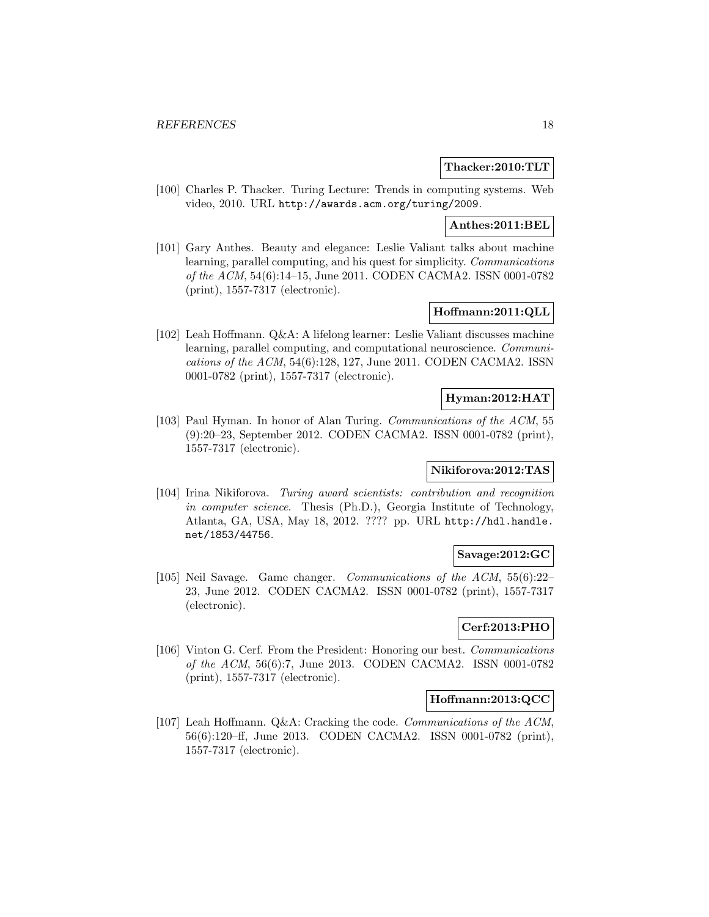**Thacker:2010:TLT**

[100] Charles P. Thacker. Turing Lecture: Trends in computing systems. Web video, 2010. URL http://awards.acm.org/turing/2009.

**Anthes:2011:BEL**

[101] Gary Anthes. Beauty and elegance: Leslie Valiant talks about machine learning, parallel computing, and his quest for simplicity. *Communications of the ACM*, 54(6):14–15, June 2011. CODEN CACMA2. ISSN 0001-0782 (print), 1557-7317 (electronic).

**Hoffmann:2011:QLL**

[102] Leah Hoffmann. Q&A: A lifelong learner: Leslie Valiant discusses machine learning, parallel computing, and computational neuroscience. *Communications of the ACM*, 54(6):128, 127, June 2011. CODEN CACMA2. ISSN 0001-0782 (print), 1557-7317 (electronic).

**Hyman:2012:HAT**

[103] Paul Hyman. In honor of Alan Turing. *Communications of the ACM*, 55 (9):20–23, September 2012. CODEN CACMA2. ISSN 0001-0782 (print), 1557-7317 (electronic).

**Nikiforova:2012:TAS**

[104] Irina Nikiforova. *Turing award scientists: contribution and recognition in computer science*. Thesis (Ph.D.), Georgia Institute of Technology, Atlanta, GA, USA, May 18, 2012. ???? pp. URL http://hdl.handle.net/1853/44756.

**Savage:2012:GC**

[105] Neil Savage. Game changer. *Communications of the ACM*, 55(6):22–23, June 2012. CODEN CACMA2. ISSN 0001-0782 (print), 1557-7317 (electronic).

**Cerf:2013:PHO**

[106] Vinton G. Cerf. From the President: Honoring our best. *Communications of the ACM*, 56(6):7, June 2013. CODEN CACMA2. ISSN 0001-0782 (print), 1557-7317 (electronic).

**Hoffmann:2013:QCC**

[107] Leah Hoffmann. Q&A: Cracking the code. *Communications of the ACM*, 56(6):120–ff, June 2013. CODEN CACMA2. ISSN 0001-0782 (print), 1557-7317 (electronic).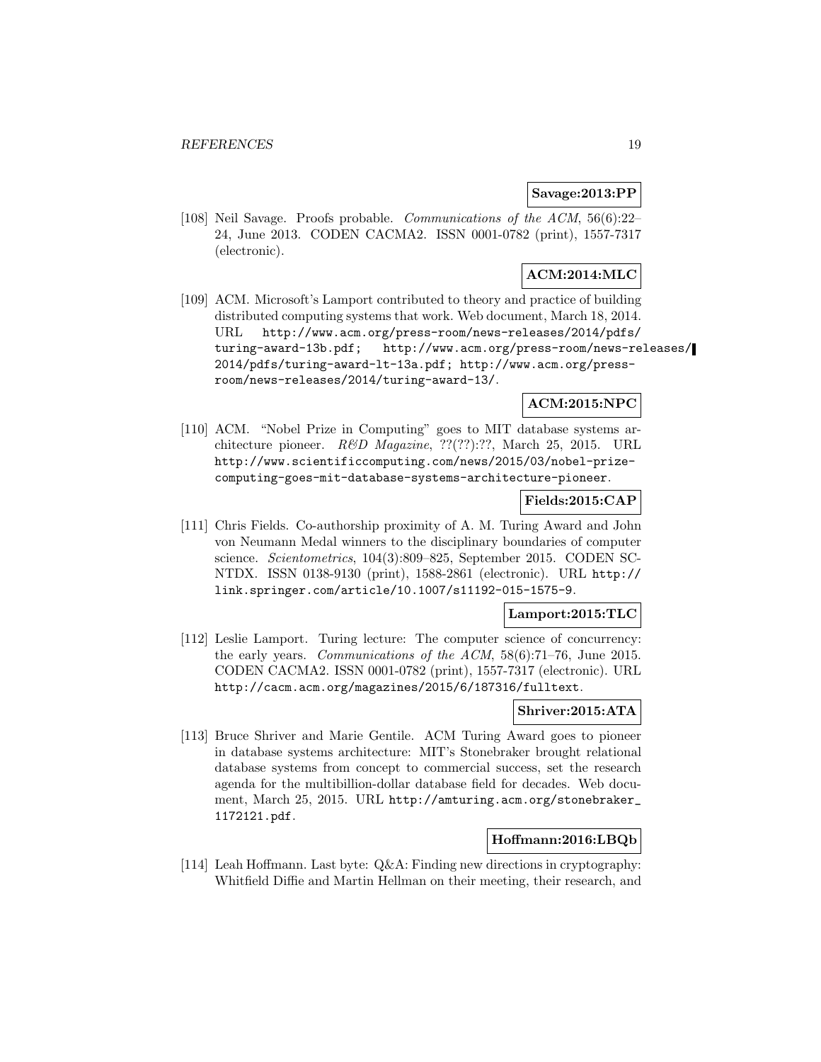**Savage:2013:PP**

[108] Neil Savage. Proofs probable. *Communications of the ACM*, 56(6):22–24, June 2013. CODEN CACMA2. ISSN 0001-0782 (print), 1557-7317 (electronic).

**ACM:2014:MLC**

[109] ACM. Microsoft's Lamport contributed to theory and practice of building distributed computing systems that work. Web document, March 18, 2014. URL http://www.acm.org/press-room/news-releases/2014/pdfs/turing-award-13b.pdf; http://www.acm.org/press-room/news-releases/2014/pdfs/turing-award-lt-13a.pdf; http://www.acm.org/press-room/news-releases/2014/turing-award-13/.

**ACM:2015:NPC**

[110] ACM. "Nobel Prize in Computing" goes to MIT database systems architecture pioneer. *R&D Magazine*, ??(??):??, March 25, 2015. URL http://www.scientificcomputing.com/news/2015/03/nobel-prize-computing-goes-mit-database-systems-architecture-pioneer.

**Fields:2015:CAP**

[111] Chris Fields. Co-authorship proximity of A. M. Turing Award and John von Neumann Medal winners to the disciplinary boundaries of computer science. *Scientometrics*, 104(3):809–825, September 2015. CODEN SCNTDX. ISSN 0138-9130 (print), 1588-2861 (electronic). URL http://link.springer.com/article/10.1007/s11192-015-1575-9.

**Lamport:2015:TLC**

[112] Leslie Lamport. Turing lecture: The computer science of concurrency: the early years. *Communications of the ACM*, 58(6):71–76, June 2015. CODEN CACMA2. ISSN 0001-0782 (print), 1557-7317 (electronic). URL http://cacm.acm.org/magazines/2015/6/187316/fulltext.

**Shriver:2015:ATA**

[113] Bruce Shriver and Marie Gentile. ACM Turing Award goes to pioneer in database systems architecture: MIT's Stonebraker brought relational database systems from concept to commercial success, set the research agenda for the multibillion-dollar database field for decades. Web document, March 25, 2015. URL http://amturing.acm.org/stonebraker_1172121.pdf.

**Hoffmann:2016:LBQb**

[114] Leah Hoffmann. Last byte: Q&A: Finding new directions in cryptography: Whitfield Diffie and Martin Hellman on their meeting, their research, and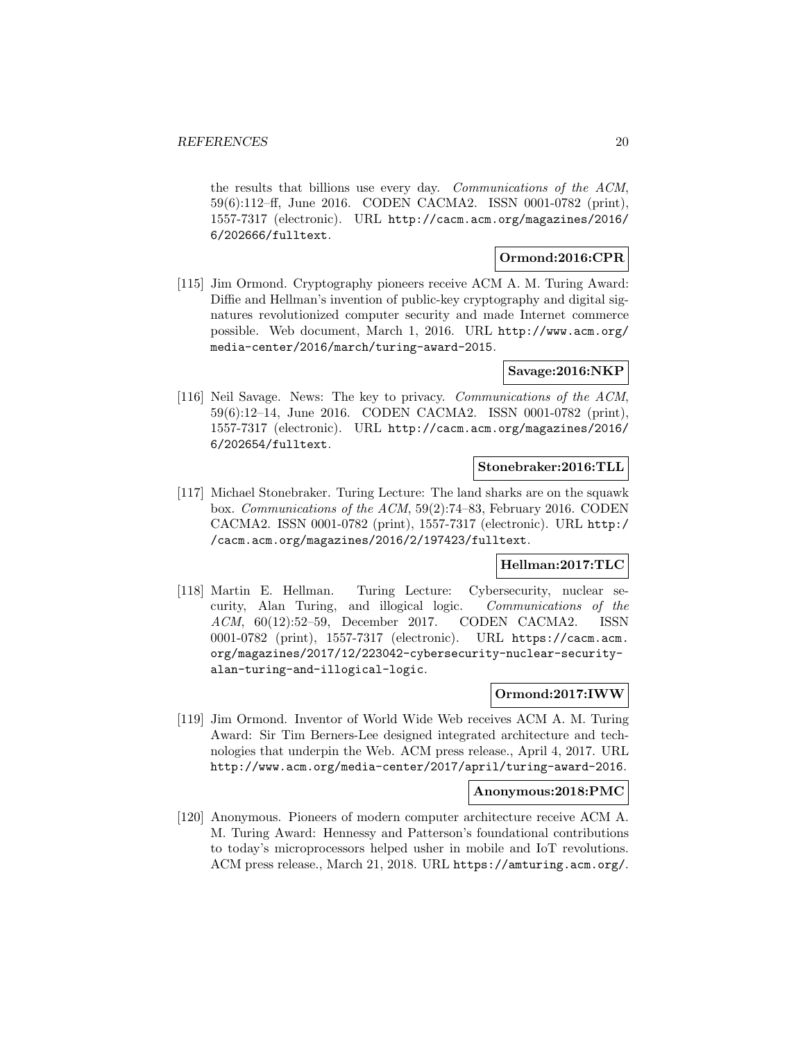the results that billions use every day. *Communications of the ACM*, 59(6):112–ff, June 2016. CODEN CACMA2. ISSN 0001-0782 (print), 1557-7317 (electronic). URL http://cacm.acm.org/magazines/2016/6/202666/fulltext.

**Ormond:2016:CPR**

[115] Jim Ormond. Cryptography pioneers receive ACM A. M. Turing Award: Diffie and Hellman's invention of public-key cryptography and digital signatures revolutionized computer security and made Internet commerce possible. Web document, March 1, 2016. URL http://www.acm.org/media-center/2016/march/turing-award-2015.

**Savage:2016:NKP**

[116] Neil Savage. News: The key to privacy. *Communications of the ACM*, 59(6):12–14, June 2016. CODEN CACMA2. ISSN 0001-0782 (print), 1557-7317 (electronic). URL http://cacm.acm.org/magazines/2016/6/202654/fulltext.

**Stonebraker:2016:TLL**

[117] Michael Stonebraker. Turing Lecture: The land sharks are on the squawk box. *Communications of the ACM*, 59(2):74–83, February 2016. CODEN CACMA2. ISSN 0001-0782 (print), 1557-7317 (electronic). URL http://cacm.acm.org/magazines/2016/2/197423/fulltext.

**Hellman:2017:TLC**

[118] Martin E. Hellman. Turing Lecture: Cybersecurity, nuclear security, Alan Turing, and illogical logic. *Communications of the ACM*, 60(12):52–59, December 2017. CODEN CACMA2. ISSN 0001-0782 (print), 1557-7317 (electronic). URL https://cacm.acm.org/magazines/2017/12/223042-cybersecurity-nuclear-security-alan-turing-and-illogical-logic.

**Ormond:2017:IWW**

[119] Jim Ormond. Inventor of World Wide Web receives ACM A. M. Turing Award: Sir Tim Berners-Lee designed integrated architecture and technologies that underpin the Web. ACM press release., April 4, 2017. URL http://www.acm.org/media-center/2017/april/turing-award-2016.

**Anonymous:2018:PMC**

[120] Anonymous. Pioneers of modern computer architecture receive ACM A. M. Turing Award: Hennessy and Patterson's foundational contributions to today's microprocessors helped usher in mobile and IoT revolutions. ACM press release., March 21, 2018. URL https://amturing.acm.org/.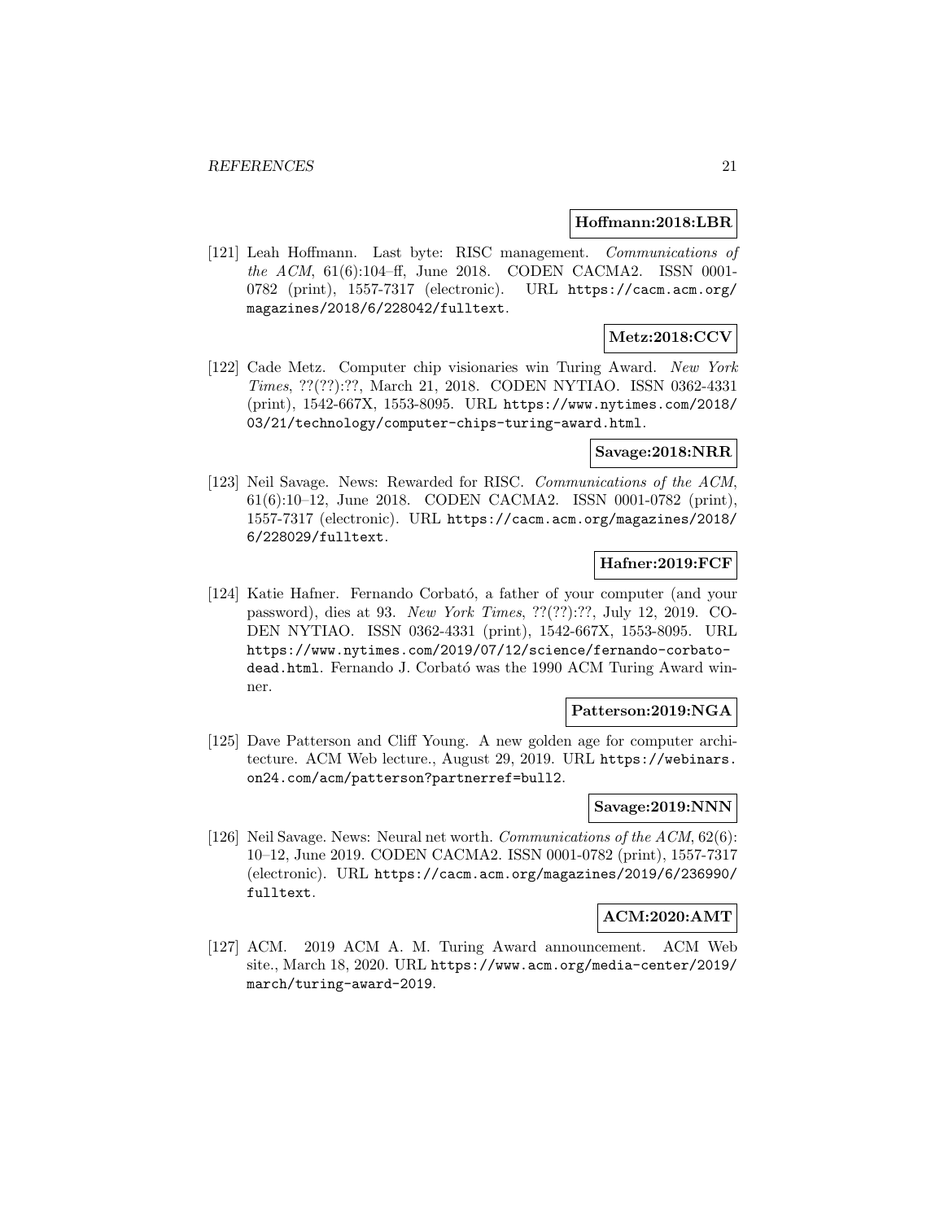**Hoffmann:2018:LBR**

[121] Leah Hoffmann. Last byte: RISC management. *Communications of the ACM*, 61(6):104–ff, June 2018. CODEN CACMA2. ISSN 0001-0782 (print), 1557-7317 (electronic). URL https://cacm.acm.org/magazines/2018/6/228042/fulltext.

**Metz:2018:CCV**

[122] Cade Metz. Computer chip visionaries win Turing Award. *New York Times*, ??(??):??, March 21, 2018. CODEN NYTIAO. ISSN 0362-4331 (print), 1542-667X, 1553-8095. URL https://www.nytimes.com/2018/03/21/technology/computer-chips-turing-award.html.

**Savage:2018:NRR**

[123] Neil Savage. News: Rewarded for RISC. *Communications of the ACM*, 61(6):10–12, June 2018. CODEN CACMA2. ISSN 0001-0782 (print), 1557-7317 (electronic). URL https://cacm.acm.org/magazines/2018/6/228029/fulltext.

**Hafner:2019:FCF**

[124] Katie Hafner. Fernando Corbató, a father of your computer (and your password), dies at 93. *New York Times*, ??(??):??, July 12, 2019. CODEN NYTIAO. ISSN 0362-4331 (print), 1542-667X, 1553-8095. URL https://www.nytimes.com/2019/07/12/science/fernando-corbato-dead.html. Fernando J. Corbató was the 1990 ACM Turing Award winner.

**Patterson:2019:NGA**

[125] Dave Patterson and Cliff Young. A new golden age for computer architecture. ACM Web lecture., August 29, 2019. URL https://webinars.on24.com/acm/patterson?partnerref=bull2.

**Savage:2019:NNN**

[126] Neil Savage. News: Neural net worth. *Communications of the ACM*, 62(6):10–12, June 2019. CODEN CACMA2. ISSN 0001-0782 (print), 1557-7317 (electronic). URL https://cacm.acm.org/magazines/2019/6/236990/fulltext.

**ACM:2020:AMT**

[127] ACM. 2019 ACM A. M. Turing Award announcement. ACM Web site., March 18, 2020. URL https://www.acm.org/media-center/2019/march/turing-award-2019.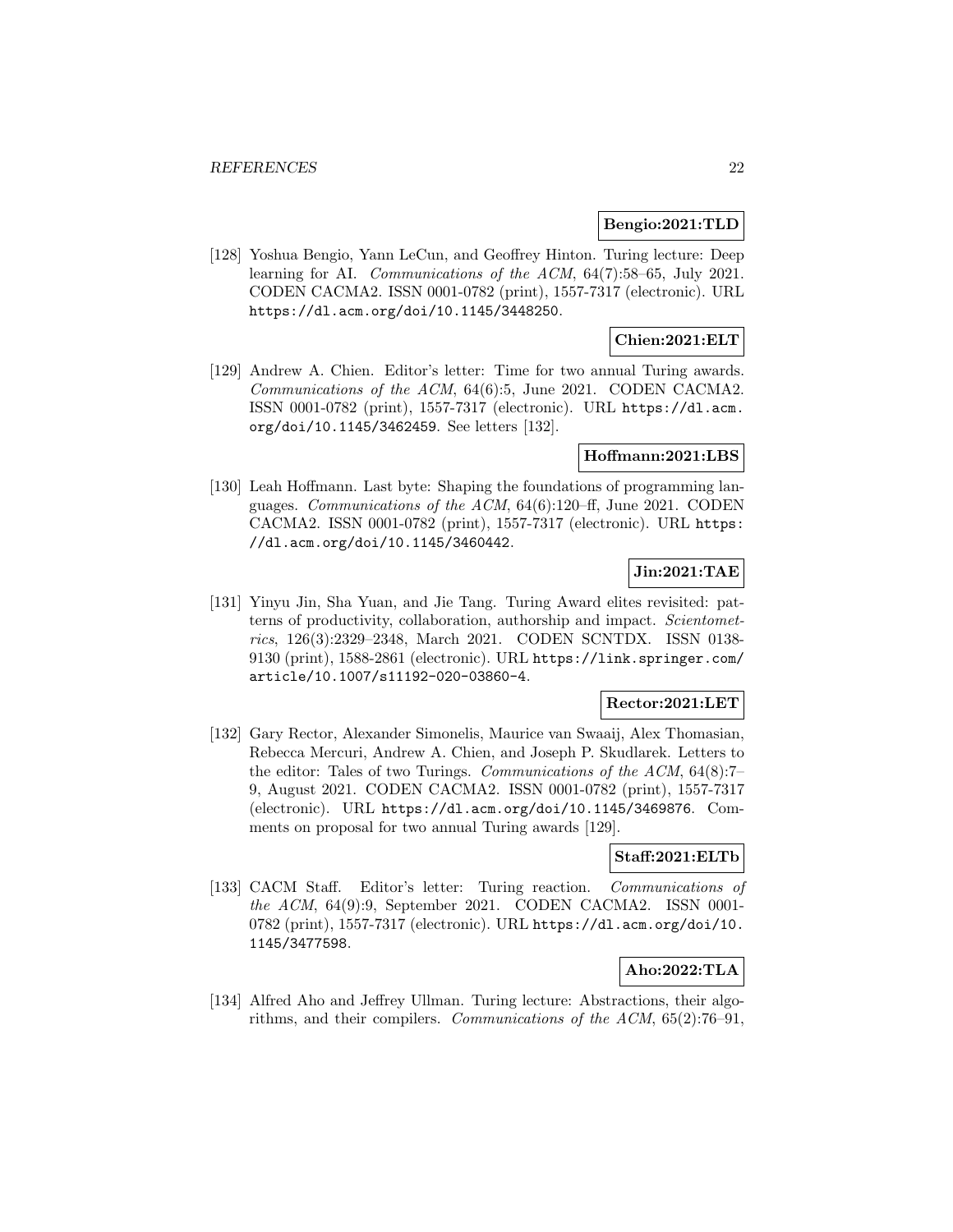**Bengio:2021:TLD**

[128] Yoshua Bengio, Yann LeCun, and Geoffrey Hinton. Turing lecture: Deep learning for AI. *Communications of the ACM*, 64(7):58–65, July 2021. CODEN CACMA2. ISSN 0001-0782 (print), 1557-7317 (electronic). URL https://dl.acm.org/doi/10.1145/3448250.

**Chien:2021:ELT**

[129] Andrew A. Chien. Editor's letter: Time for two annual Turing awards. *Communications of the ACM*, 64(6):5, June 2021. CODEN CACMA2. ISSN 0001-0782 (print), 1557-7317 (electronic). URL https://dl.acm.org/doi/10.1145/3462459. See letters [132].

**Hoffmann:2021:LBS**

[130] Leah Hoffmann. Last byte: Shaping the foundations of programming languages. *Communications of the ACM*, 64(6):120–ff, June 2021. CODEN CACMA2. ISSN 0001-0782 (print), 1557-7317 (electronic). URL https://dl.acm.org/doi/10.1145/3460442.

**Jin:2021:TAE**

[131] Yinyu Jin, Sha Yuan, and Jie Tang. Turing Award elites revisited: patterns of productivity, collaboration, authorship and impact. *Scientometrics*, 126(3):2329–2348, March 2021. CODEN SCNTDX. ISSN 0138-9130 (print), 1588-2861 (electronic). URL https://link.springer.com/article/10.1007/s11192-020-03860-4.

**Rector:2021:LET**

[132] Gary Rector, Alexander Simonelis, Maurice van Swaaij, Alex Thomasian, Rebecca Mercuri, Andrew A. Chien, and Joseph P. Skudlarek. Letters to the editor: Tales of two Turings. *Communications of the ACM*, 64(8):7–9, August 2021. CODEN CACMA2. ISSN 0001-0782 (print), 1557-7317 (electronic). URL https://dl.acm.org/doi/10.1145/3469876. Comments on proposal for two annual Turing awards [129].

**Staff:2021:ELTb**

[133] CACM Staff. Editor's letter: Turing reaction. *Communications of the ACM*, 64(9):9, September 2021. CODEN CACMA2. ISSN 0001-0782 (print), 1557-7317 (electronic). URL https://dl.acm.org/doi/10.1145/3477598.

**Aho:2022:TLA**

[134] Alfred Aho and Jeffrey Ullman. Turing lecture: Abstractions, their algorithms, and their compilers. *Communications of the ACM*, 65(2):76–91,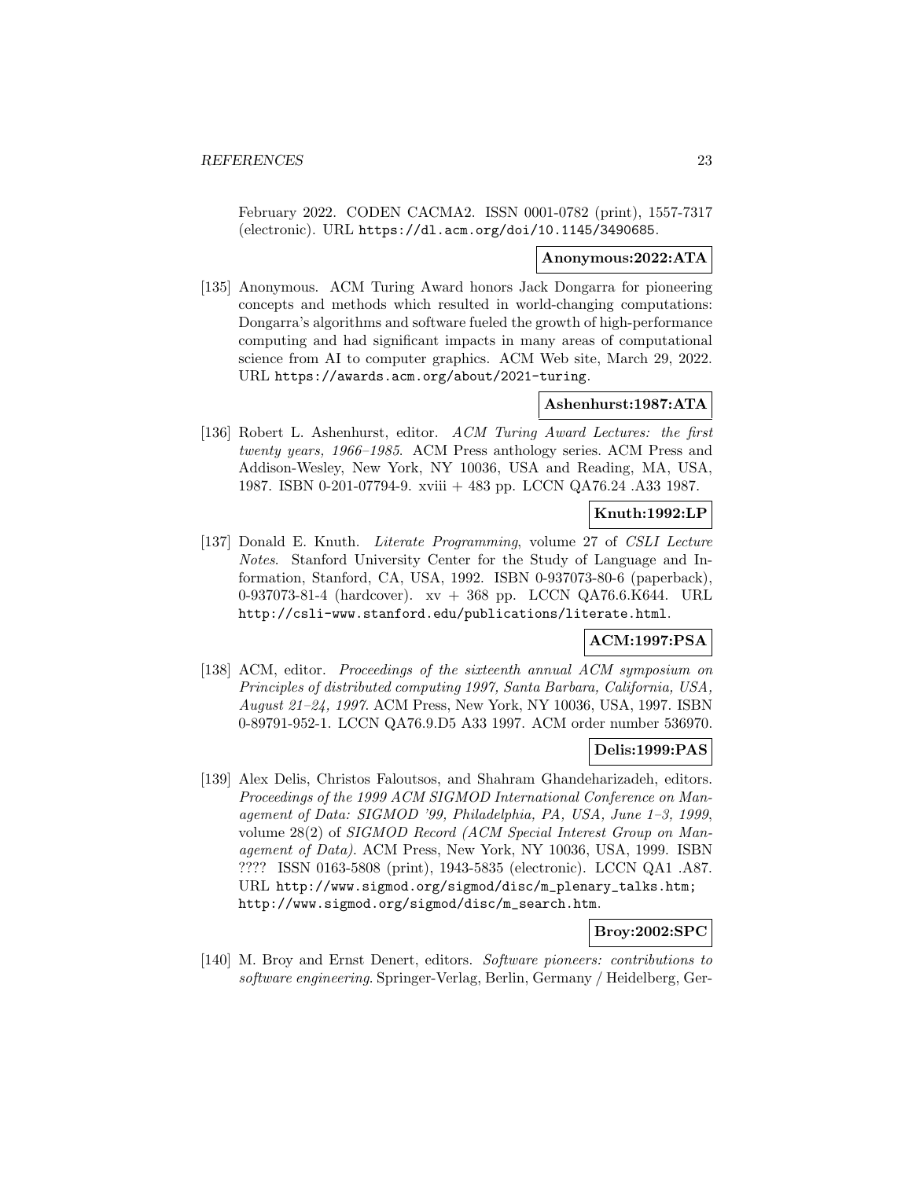February 2022. CODEN CACMA2. ISSN 0001-0782 (print), 1557-7317 (electronic). URL https://dl.acm.org/doi/10.1145/3490685.

**Anonymous:2022:ATA**

[135] Anonymous. ACM Turing Award honors Jack Dongarra for pioneering concepts and methods which resulted in world-changing computations: Dongarra's algorithms and software fueled the growth of high-performance computing and had significant impacts in many areas of computational science from AI to computer graphics. ACM Web site, March 29, 2022. URL https://awards.acm.org/about/2021-turing.

**Ashenhurst:1987:ATA**

[136] Robert L. Ashenhurst, editor. *ACM Turing Award Lectures: the first twenty years, 1966–1985*. ACM Press anthology series. ACM Press and Addison-Wesley, New York, NY 10036, USA and Reading, MA, USA, 1987. ISBN 0-201-07794-9. xviii + 483 pp. LCCN QA76.24 .A33 1987.

**Knuth:1992:LP**

[137] Donald E. Knuth. *Literate Programming*, volume 27 of *CSLI Lecture Notes*. Stanford University Center for the Study of Language and Information, Stanford, CA, USA, 1992. ISBN 0-937073-80-6 (paperback), 0-937073-81-4 (hardcover). xv + 368 pp. LCCN QA76.6.K644. URL http://csli-www.stanford.edu/publications/literate.html.

**ACM:1997:PSA**

[138] ACM, editor. *Proceedings of the sixteenth annual ACM symposium on Principles of distributed computing 1997, Santa Barbara, California, USA, August 21–24, 1997*. ACM Press, New York, NY 10036, USA, 1997. ISBN 0-89791-952-1. LCCN QA76.9.D5 A33 1997. ACM order number 536970.

**Delis:1999:PAS**

[139] Alex Delis, Christos Faloutsos, and Shahram Ghandeharizadeh, editors. *Proceedings of the 1999 ACM SIGMOD International Conference on Management of Data: SIGMOD '99, Philadelphia, PA, USA, June 1–3, 1999*, volume 28(2) of *SIGMOD Record (ACM Special Interest Group on Management of Data)*. ACM Press, New York, NY 10036, USA, 1999. ISBN ???? ISSN 0163-5808 (print), 1943-5835 (electronic). LCCN QA1 .A87. URL http://www.sigmod.org/sigmod/disc/m_plenary_talks.htm; http://www.sigmod.org/sigmod/disc/m_search.htm.

**Broy:2002:SPC**

[140] M. Broy and Ernst Denert, editors. *Software pioneers: contributions to software engineering*. Springer-Verlag, Berlin, Germany / Heidelberg, Ger-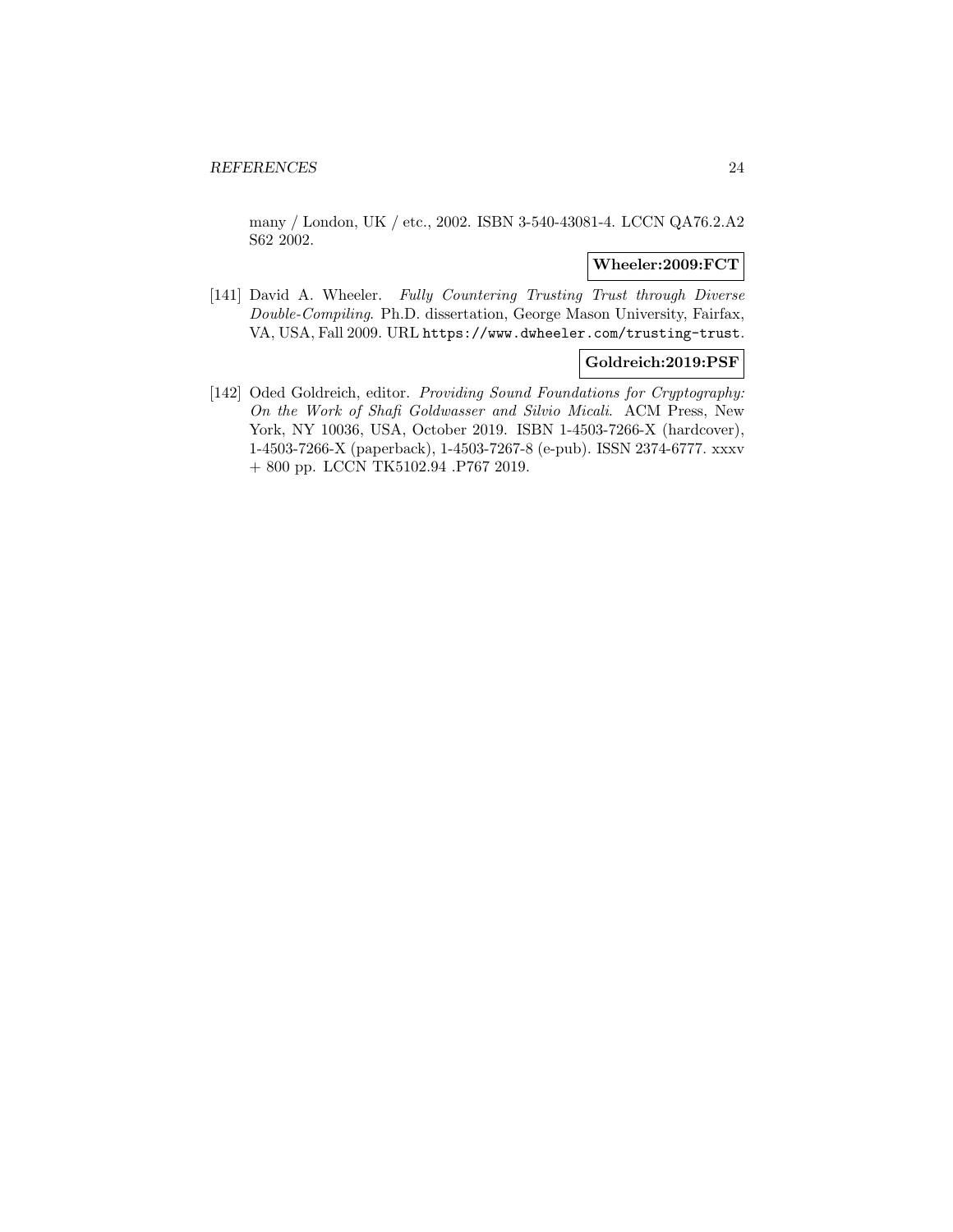many / London, UK / etc., 2002. ISBN 3-540-43081-4. LCCN QA76.2.A2 S62 2002.

**Wheeler:2009:FCT**

[141] David A. Wheeler. *Fully Countering Trusting Trust through Diverse Double-Compiling*. Ph.D. dissertation, George Mason University, Fairfax, VA, USA, Fall 2009. URL `https://www.dwheeler.com/trusting-trust`.

**Goldreich:2019:PSF**

[142] Oded Goldreich, editor. *Providing Sound Foundations for Cryptography: On the Work of Shafi Goldwasser and Silvio Micali*. ACM Press, New York, NY 10036, USA, October 2019. ISBN 1-4503-7266-X (hardcover), 1-4503-7266-X (paperback), 1-4503-7267-8 (e-pub). ISSN 2374-6777. xxxv + 800 pp. LCCN TK5102.94 .P767 2019.